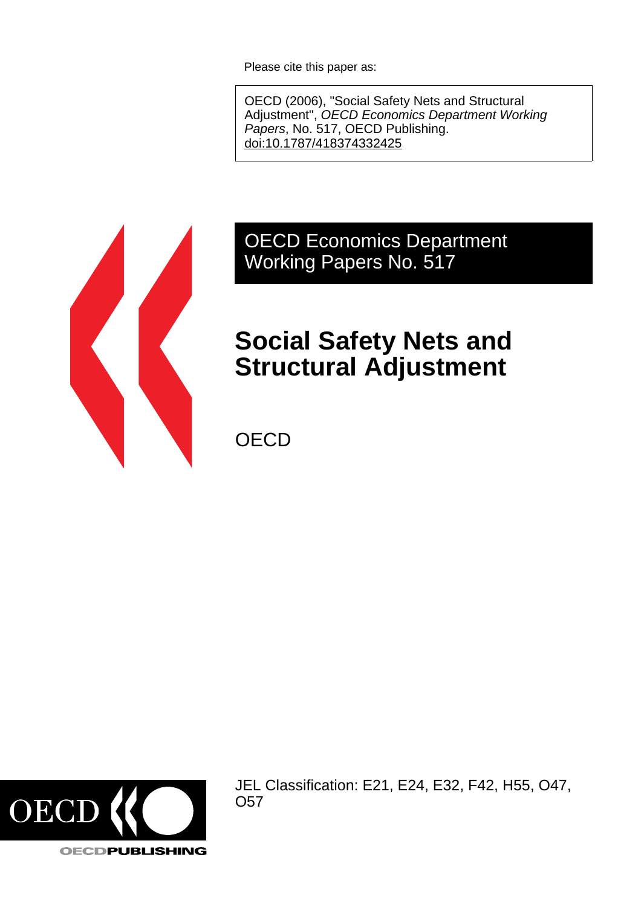Please cite this paper as:

OECD (2006), "Social Safety Nets and Structural Adjustment", *OECD Economics Department Working Papers*, No. 517, OECD Publishing. doi:10.1787/418374332425

OECD Economics Department Working Papers No. 517

# Social Safety Nets and Structural Adjustment

OECD

JEL Classification: E21, E24, E32, F42, H55, O47, O57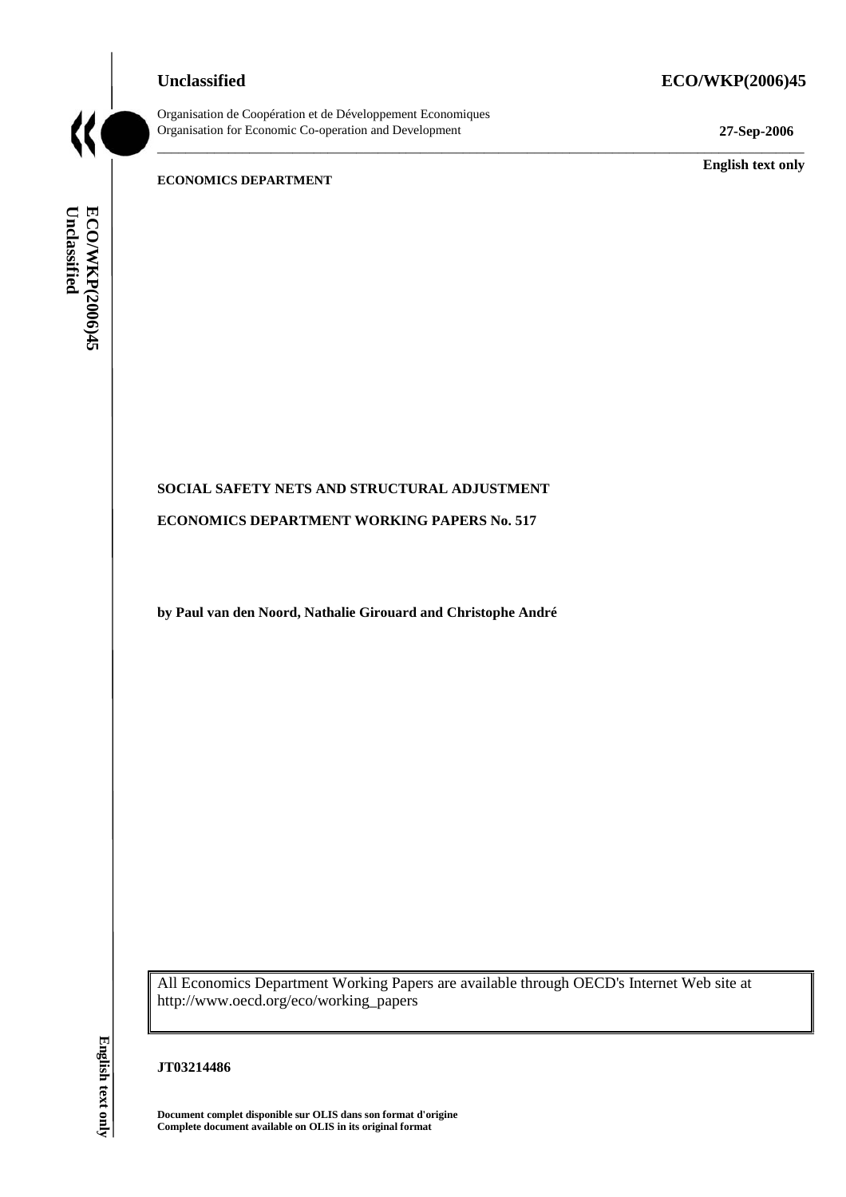Unclassified

ECO/WKP(2006)45

Organisation de Coopération et de Développement Economiques
Organisation for Economic Co-operation and Development

27-Sep-2006

English text only

ECONOMICS DEPARTMENT

# SOCIAL SAFETY NETS AND STRUCTURAL ADJUSTMENT

## ECONOMICS DEPARTMENT WORKING PAPERS No. 517

**by Paul van den Noord, Nathalie Girouard and Christophe André**

All Economics Department Working Papers are available through OECD's Internet Web site at http://www.oecd.org/eco/working_papers

JT03214486

Document complet disponible sur OLIS dans son format d'origine
Complete document available on OLIS in its original format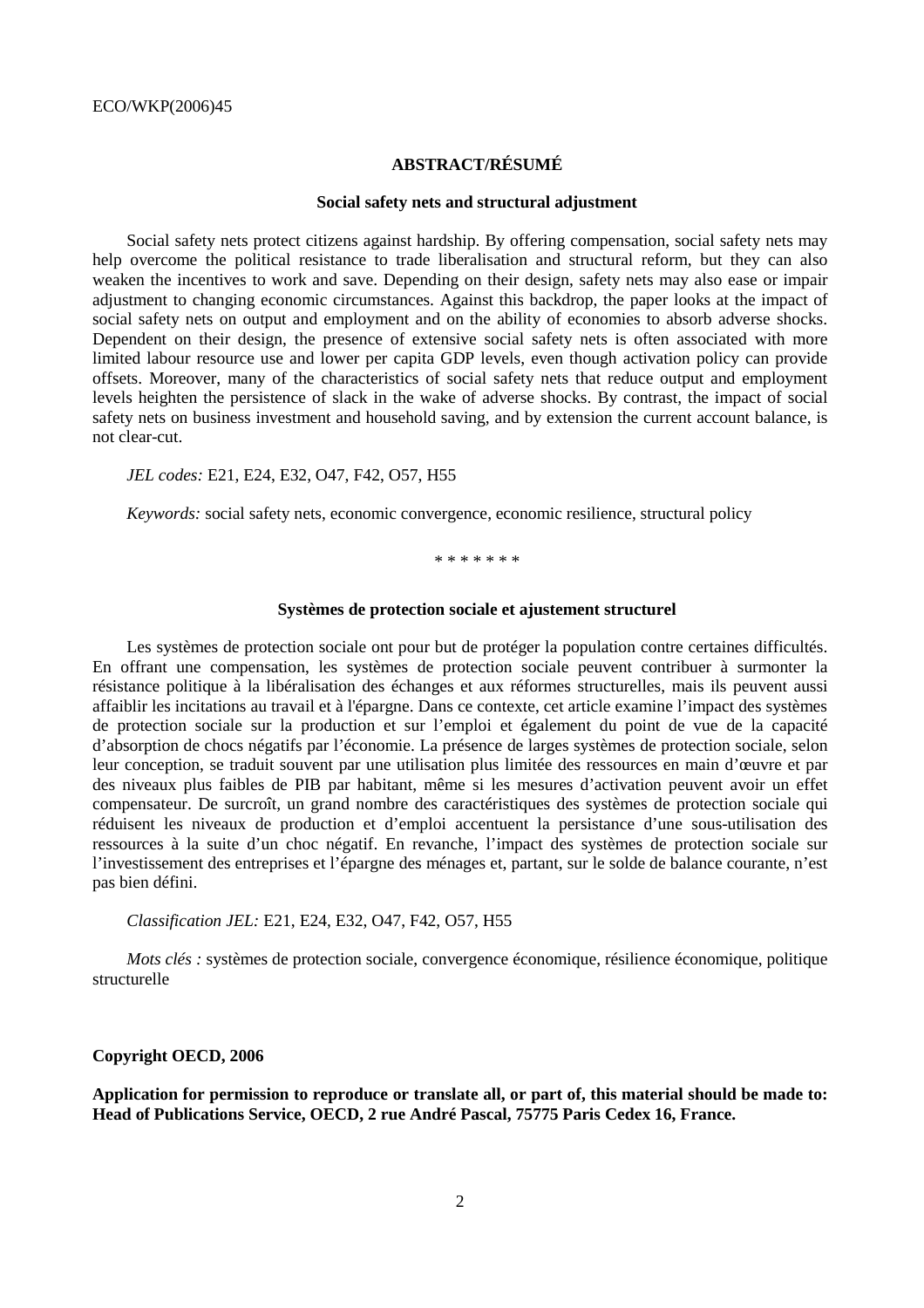## ABSTRACT/RÉSUMÉ

### Social safety nets and structural adjustment

Social safety nets protect citizens against hardship. By offering compensation, social safety nets may help overcome the political resistance to trade liberalisation and structural reform, but they can also weaken the incentives to work and save. Depending on their design, safety nets may also ease or impair adjustment to changing economic circumstances. Against this backdrop, the paper looks at the impact of social safety nets on output and employment and on the ability of economies to absorb adverse shocks. Dependent on their design, the presence of extensive social safety nets is often associated with more limited labour resource use and lower per capita GDP levels, even though activation policy can provide offsets. Moreover, many of the characteristics of social safety nets that reduce output and employment levels heighten the persistence of slack in the wake of adverse shocks. By contrast, the impact of social safety nets on business investment and household saving, and by extension the current account balance, is not clear-cut.

*JEL codes:* E21, E24, E32, O47, F42, O57, H55

*Keywords:* social safety nets, economic convergence, economic resilience, structural policy

\* \* \* \* \* \* \*

### Systèmes de protection sociale et ajustement structurel

Les systèmes de protection sociale ont pour but de protéger la population contre certaines difficultés. En offrant une compensation, les systèmes de protection sociale peuvent contribuer à surmonter la résistance politique à la libéralisation des échanges et aux réformes structurelles, mais ils peuvent aussi affaiblir les incitations au travail et à l'épargne. Dans ce contexte, cet article examine l'impact des systèmes de protection sociale sur la production et sur l'emploi et également du point de vue de la capacité d'absorption de chocs négatifs par l'économie. La présence de larges systèmes de protection sociale, selon leur conception, se traduit souvent par une utilisation plus limitée des ressources en main d'œuvre et par des niveaux plus faibles de PIB par habitant, même si les mesures d'activation peuvent avoir un effet compensateur. De surcroît, un grand nombre des caractéristiques des systèmes de protection sociale qui réduisent les niveaux de production et d'emploi accentuent la persistance d'une sous-utilisation des ressources à la suite d'un choc négatif. En revanche, l'impact des systèmes de protection sociale sur l'investissement des entreprises et l'épargne des ménages et, partant, sur le solde de balance courante, n'est pas bien défini.

*Classification JEL:* E21, E24, E32, O47, F42, O57, H55

*Mots clés :* systèmes de protection sociale, convergence économique, résilience économique, politique structurelle

**Copyright OECD, 2006**

**Application for permission to reproduce or translate all, or part of, this material should be made to: Head of Publications Service, OECD, 2 rue André Pascal, 75775 Paris Cedex 16, France.**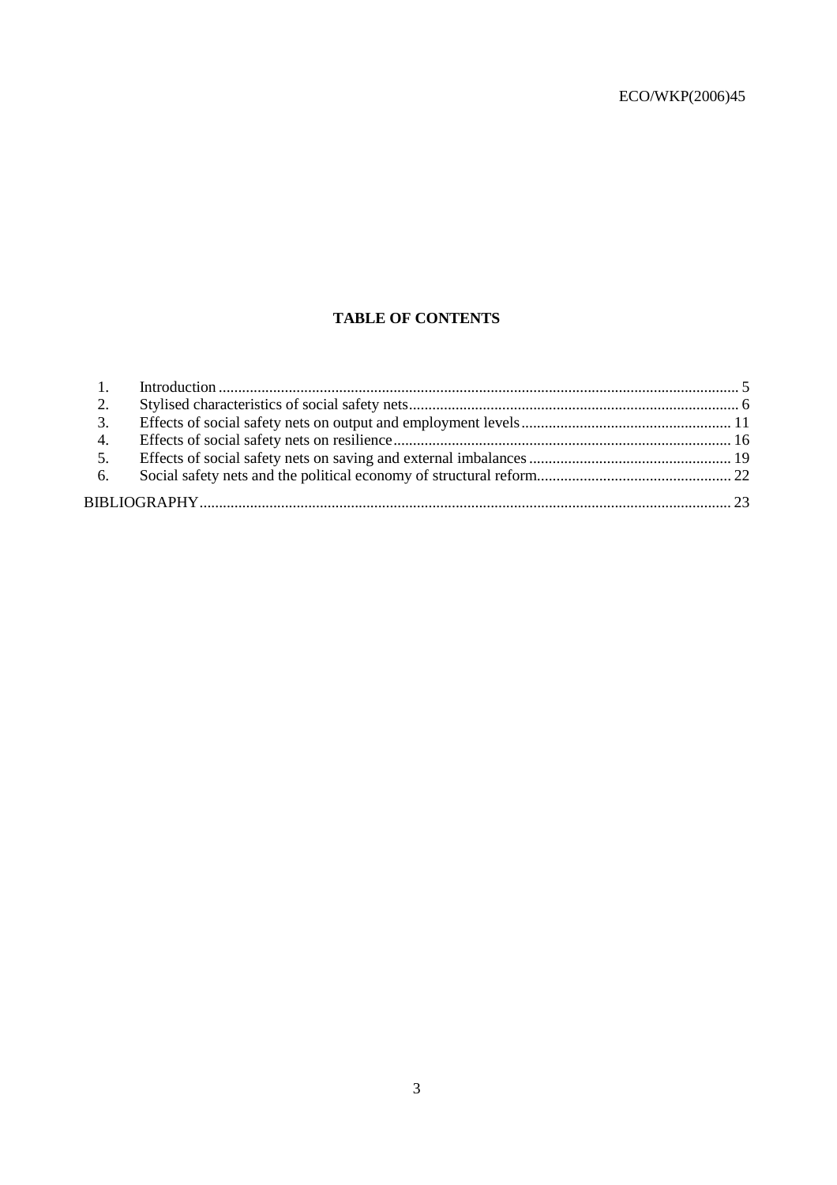**TABLE OF CONTENTS**

1. Introduction ..................................................................................................................................... 5
2. Stylised characteristics of social safety nets ..................................................................................... 6
3. Effects of social safety nets on output and employment levels ...................................................... 11
4. Effects of social safety nets on resilience ...................................................................................... 16
5. Effects of social safety nets on saving and external imbalances .................................................... 19
6. Social safety nets and the political economy of structural reform .................................................. 22

BIBLIOGRAPHY ........................................................................................................................................ 23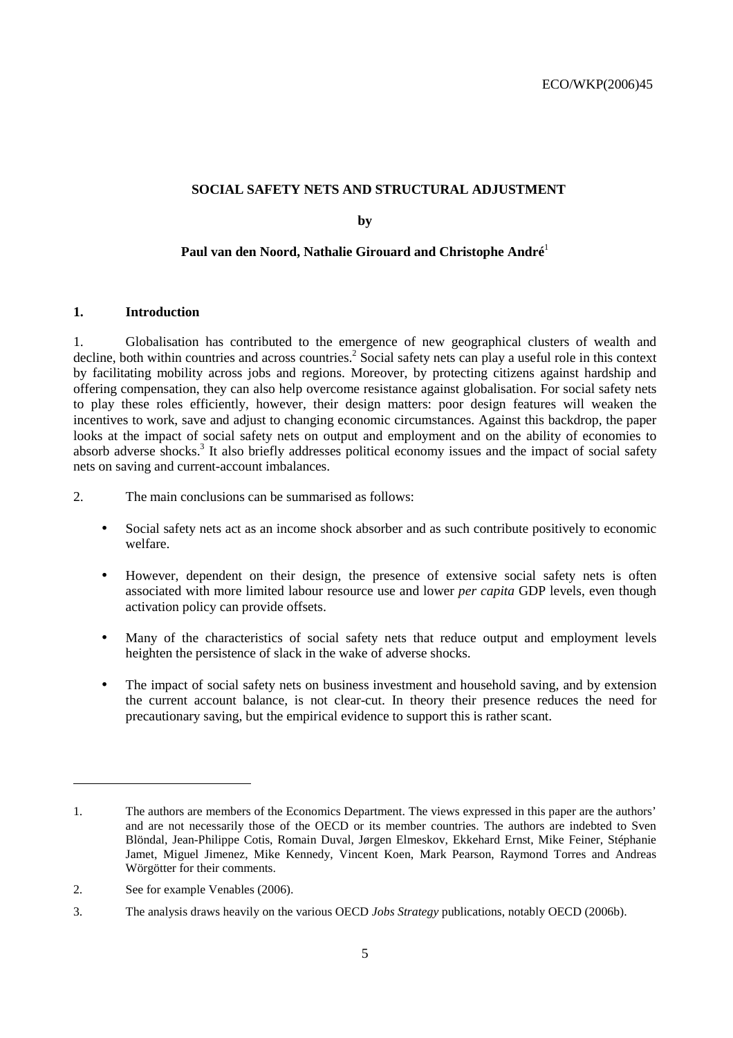# SOCIAL SAFETY NETS AND STRUCTURAL ADJUSTMENT

**by**

**Paul van den Noord, Nathalie Girouard and Christophe André**[1]

## 1. Introduction

1. Globalisation has contributed to the emergence of new geographical clusters of wealth and decline, both within countries and across countries.[2] Social safety nets can play a useful role in this context by facilitating mobility across jobs and regions. Moreover, by protecting citizens against hardship and offering compensation, they can also help overcome resistance against globalisation. For social safety nets to play these roles efficiently, however, their design matters: poor design features will weaken the incentives to work, save and adjust to changing economic circumstances. Against this backdrop, the paper looks at the impact of social safety nets on output and employment and on the ability of economies to absorb adverse shocks.[3] It also briefly addresses political economy issues and the impact of social safety nets on saving and current-account imbalances.

2. The main conclusions can be summarised as follows:

- Social safety nets act as an income shock absorber and as such contribute positively to economic welfare.
- However, dependent on their design, the presence of extensive social safety nets is often associated with more limited labour resource use and lower *per capita* GDP levels, even though activation policy can provide offsets.
- Many of the characteristics of social safety nets that reduce output and employment levels heighten the persistence of slack in the wake of adverse shocks.
- The impact of social safety nets on business investment and household saving, and by extension the current account balance, is not clear-cut. In theory their presence reduces the need for precautionary saving, but the empirical evidence to support this is rather scant.

---

1. The authors are members of the Economics Department. The views expressed in this paper are the authors' and are not necessarily those of the OECD or its member countries. The authors are indebted to Sven Blöndal, Jean-Philippe Cotis, Romain Duval, Jørgen Elmeskov, Ekkehard Ernst, Mike Feiner, Stéphanie Jamet, Miguel Jimenez, Mike Kennedy, Vincent Koen, Mark Pearson, Raymond Torres and Andreas Wörgötter for their comments.

2. See for example Venables (2006).

3. The analysis draws heavily on the various OECD *Jobs Strategy* publications, notably OECD (2006b).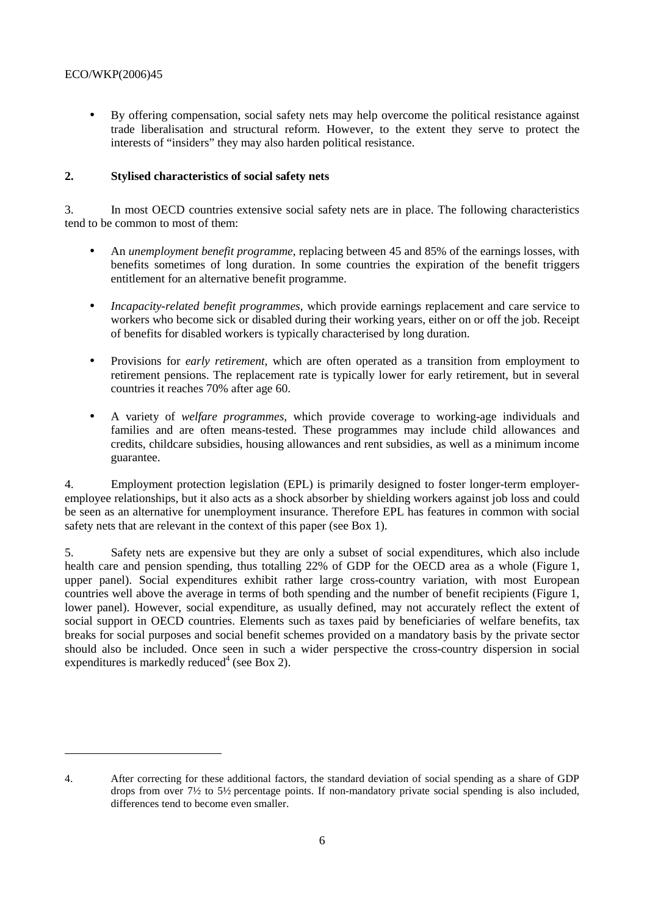- By offering compensation, social safety nets may help overcome the political resistance against trade liberalisation and structural reform. However, to the extent they serve to protect the interests of "insiders" they may also harden political resistance.

## 2. Stylised characteristics of social safety nets

3. In most OECD countries extensive social safety nets are in place. The following characteristics tend to be common to most of them:

- An *unemployment benefit programme*, replacing between 45 and 85% of the earnings losses, with benefits sometimes of long duration. In some countries the expiration of the benefit triggers entitlement for an alternative benefit programme.

- *Incapacity-related benefit programmes*, which provide earnings replacement and care service to workers who become sick or disabled during their working years, either on or off the job. Receipt of benefits for disabled workers is typically characterised by long duration.

- Provisions for *early retirement*, which are often operated as a transition from employment to retirement pensions. The replacement rate is typically lower for early retirement, but in several countries it reaches 70% after age 60.

- A variety of *welfare programmes*, which provide coverage to working-age individuals and families and are often means-tested. These programmes may include child allowances and credits, childcare subsidies, housing allowances and rent subsidies, as well as a minimum income guarantee.

4. Employment protection legislation (EPL) is primarily designed to foster longer-term employer-employee relationships, but it also acts as a shock absorber by shielding workers against job loss and could be seen as an alternative for unemployment insurance. Therefore EPL has features in common with social safety nets that are relevant in the context of this paper (see Box 1).

5. Safety nets are expensive but they are only a subset of social expenditures, which also include health care and pension spending, thus totalling 22% of GDP for the OECD area as a whole (Figure 1, upper panel). Social expenditures exhibit rather large cross-country variation, with most European countries well above the average in terms of both spending and the number of benefit recipients (Figure 1, lower panel). However, social expenditure, as usually defined, may not accurately reflect the extent of social support in OECD countries. Elements such as taxes paid by beneficiaries of welfare benefits, tax breaks for social purposes and social benefit schemes provided on a mandatory basis by the private sector should also be included. Once seen in such a wider perspective the cross-country dispersion in social expenditures is markedly reduced[4] (see Box 2).

4. After correcting for these additional factors, the standard deviation of social spending as a share of GDP drops from over 7½ to 5½ percentage points. If non-mandatory private social spending is also included, differences tend to become even smaller.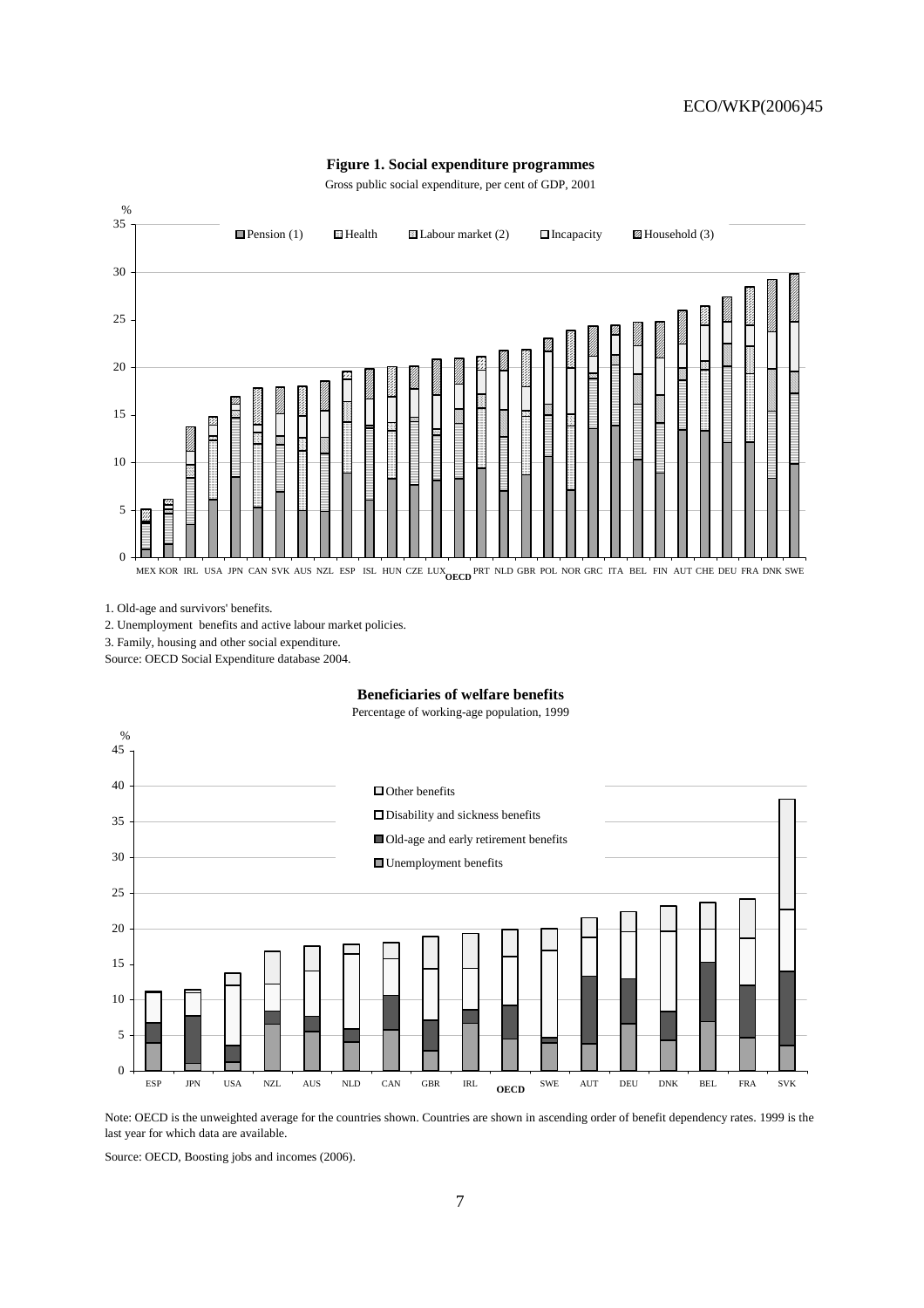**Figure 1. Social expenditure programmes**

Gross public social expenditure, per cent of GDP, 2001

1. Old-age and survivors' benefits.

2. Unemployment benefits and active labour market policies.

3. Family, housing and other social expenditure.

Source: OECD Social Expenditure database 2004.

**Beneficiaries of welfare benefits**

Percentage of working-age population, 1999

Note: OECD is the unweighted average for the countries shown. Countries are shown in ascending order of benefit dependency rates. 1999 is the last year for which data are available.

Source: OECD, Boosting jobs and incomes (2006).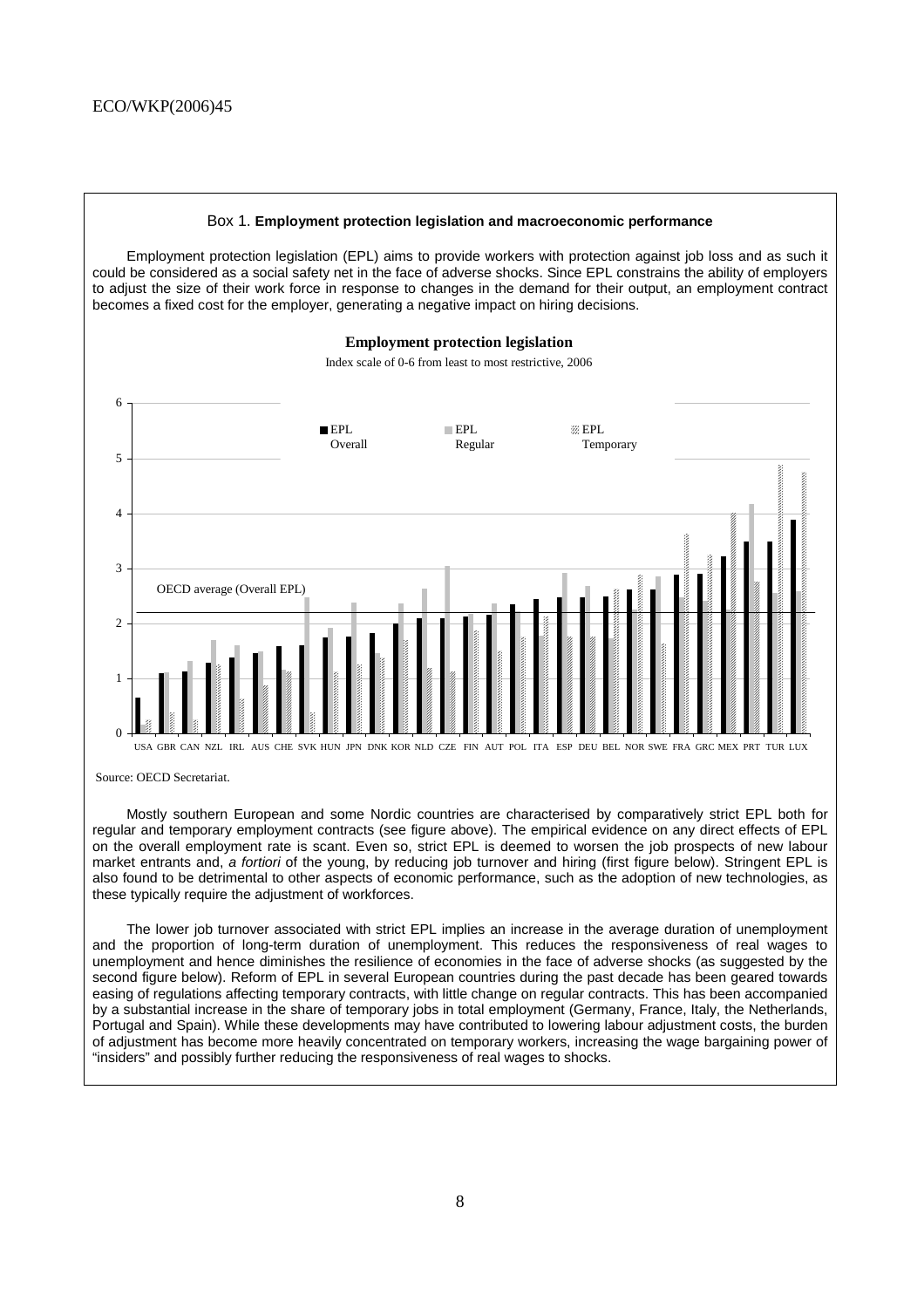Box 1. **Employment protection legislation and macroeconomic performance**

Employment protection legislation (EPL) aims to provide workers with protection against job loss and as such it could be considered as a social safety net in the face of adverse shocks. Since EPL constrains the ability of employers to adjust the size of their work force in response to changes in the demand for their output, an employment contract becomes a fixed cost for the employer, generating a negative impact on hiring decisions.

**Employment protection legislation**

Index scale of 0-6 from least to most restrictive, 2006

EPL Overall | EPL Regular | EPL Temporary

OECD average (Overall EPL)

USA GBR CAN NZL IRL AUS CHE SVK HUN JPN DNK KOR NLD CZE FIN AUT POL ITA ESP DEU BEL NOR SWE FRA GRC MEX PRT TUR LUX

Source: OECD Secretariat.

Mostly southern European and some Nordic countries are characterised by comparatively strict EPL both for regular and temporary employment contracts (see figure above). The empirical evidence on any direct effects of EPL on the overall employment rate is scant. Even so, strict EPL is deemed to worsen the job prospects of new labour market entrants and, *a fortiori* of the young, by reducing job turnover and hiring (first figure below). Stringent EPL is also found to be detrimental to other aspects of economic performance, such as the adoption of new technologies, as these typically require the adjustment of workforces.

The lower job turnover associated with strict EPL implies an increase in the average duration of unemployment and the proportion of long-term duration of unemployment. This reduces the responsiveness of real wages to unemployment and hence diminishes the resilience of economies in the face of adverse shocks (as suggested by the second figure below). Reform of EPL in several European countries during the past decade has been geared towards easing of regulations affecting temporary contracts, with little change on regular contracts. This has been accompanied by a substantial increase in the share of temporary jobs in total employment (Germany, France, Italy, the Netherlands, Portugal and Spain). While these developments may have contributed to lowering labour adjustment costs, the burden of adjustment has become more heavily concentrated on temporary workers, increasing the wage bargaining power of "insiders" and possibly further reducing the responsiveness of real wages to shocks.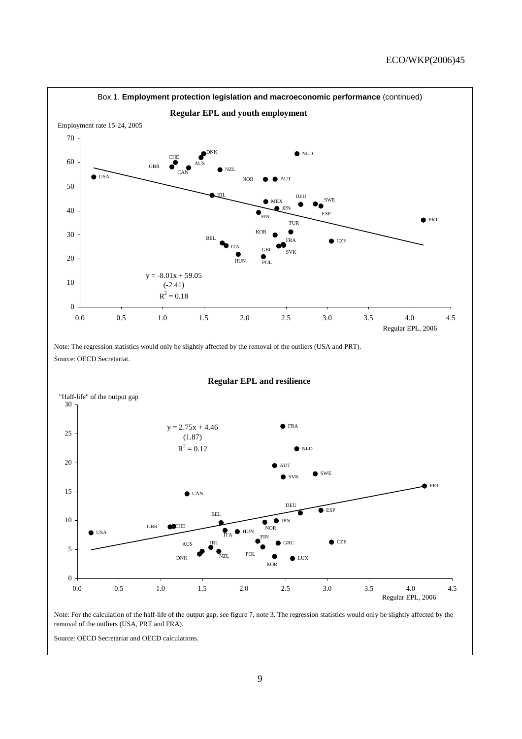Box 1. **Employment protection legislation and macroeconomic performance** (continued)

**Regular EPL and youth employment**

Employment rate 15-24, 2005

$y = -8.01x + 59.05$
(-2.41)
$R^2 = 0.18$

Regular EPL, 2006

Note: The regression statistics would only be slightly affected by the removal of the outliers (USA and PRT).

Source: OECD Secretariat.

**Regular EPL and resilience**

"Half-life" of the output gap

$y = 2.75x + 4.46$
(1.87)
$R^2 = 0.12$

Regular EPL, 2006

Note: For the calculation of the half-life of the output gap, see figure 7, note 3. The regression statistics would only be slightly affected by the removal of the outliers (USA, PRT and FRA).

Source: OECD Secretariat and OECD calculations.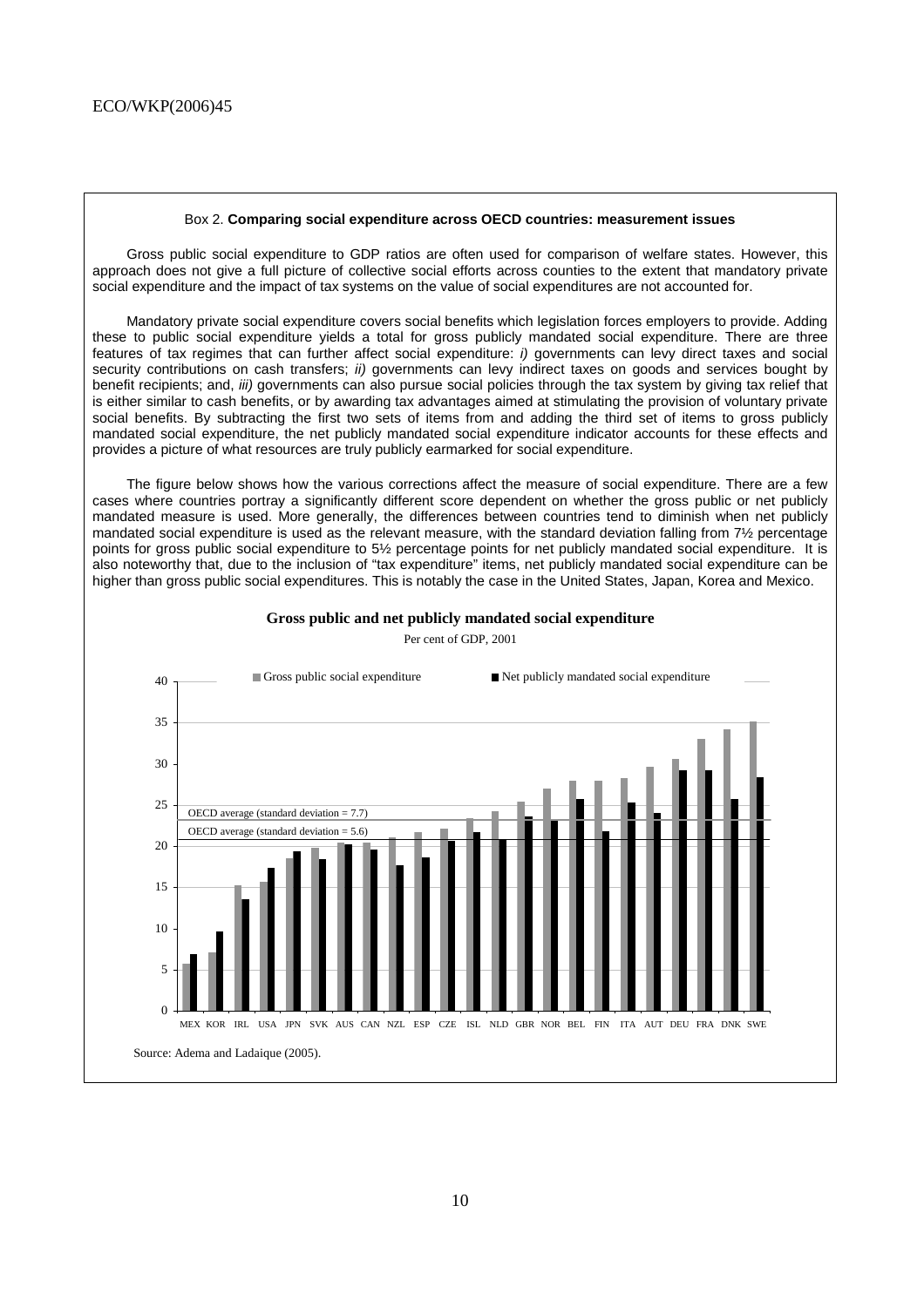### Box 2. **Comparing social expenditure across OECD countries: measurement issues**

Gross public social expenditure to GDP ratios are often used for comparison of welfare states. However, this approach does not give a full picture of collective social efforts across counties to the extent that mandatory private social expenditure and the impact of tax systems on the value of social expenditures are not accounted for.

Mandatory private social expenditure covers social benefits which legislation forces employers to provide. Adding these to public social expenditure yields a total for gross publicly mandated social expenditure. There are three features of tax regimes that can further affect social expenditure: *i)* governments can levy direct taxes and social security contributions on cash transfers; *ii)* governments can levy indirect taxes on goods and services bought by benefit recipients; and, *iii)* governments can also pursue social policies through the tax system by giving tax relief that is either similar to cash benefits, or by awarding tax advantages aimed at stimulating the provision of voluntary private social benefits. By subtracting the first two sets of items from and adding the third set of items to gross publicly mandated social expenditure, the net publicly mandated social expenditure indicator accounts for these effects and provides a picture of what resources are truly publicly earmarked for social expenditure.

The figure below shows how the various corrections affect the measure of social expenditure. There are a few cases where countries portray a significantly different score dependent on whether the gross public or net publicly mandated measure is used. More generally, the differences between countries tend to diminish when net publicly mandated social expenditure is used as the relevant measure, with the standard deviation falling from 7½ percentage points for gross public social expenditure to 5½ percentage points for net publicly mandated social expenditure. It is also noteworthy that, due to the inclusion of "tax expenditure" items, net publicly mandated social expenditure can be higher than gross public social expenditures. This is notably the case in the United States, Japan, Korea and Mexico.

**Gross public and net publicly mandated social expenditure**

Per cent of GDP, 2001

Source: Adema and Ladaique (2005).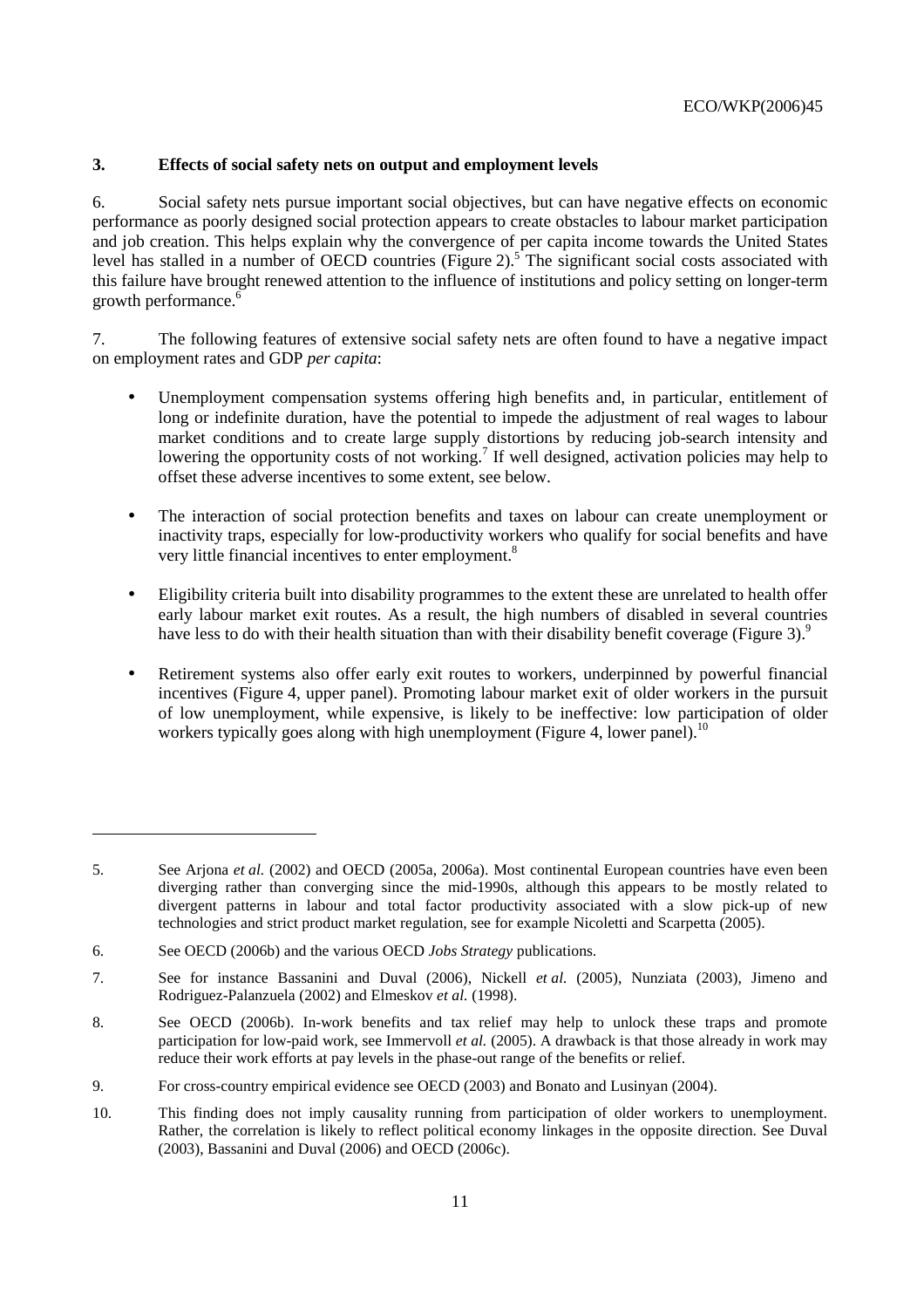## 3. Effects of social safety nets on output and employment levels

6. Social safety nets pursue important social objectives, but can have negative effects on economic performance as poorly designed social protection appears to create obstacles to labour market participation and job creation. This helps explain why the convergence of per capita income towards the United States level has stalled in a number of OECD countries (Figure 2).[5] The significant social costs associated with this failure have brought renewed attention to the influence of institutions and policy setting on longer-term growth performance.[6]

7. The following features of extensive social safety nets are often found to have a negative impact on employment rates and GDP *per capita*:

- Unemployment compensation systems offering high benefits and, in particular, entitlement of long or indefinite duration, have the potential to impede the adjustment of real wages to labour market conditions and to create large supply distortions by reducing job-search intensity and lowering the opportunity costs of not working.[7] If well designed, activation policies may help to offset these adverse incentives to some extent, see below.

- The interaction of social protection benefits and taxes on labour can create unemployment or inactivity traps, especially for low-productivity workers who qualify for social benefits and have very little financial incentives to enter employment.[8]

- Eligibility criteria built into disability programmes to the extent these are unrelated to health offer early labour market exit routes. As a result, the high numbers of disabled in several countries have less to do with their health situation than with their disability benefit coverage (Figure 3).[9]

- Retirement systems also offer early exit routes to workers, underpinned by powerful financial incentives (Figure 4, upper panel). Promoting labour market exit of older workers in the pursuit of low unemployment, while expensive, is likely to be ineffective: low participation of older workers typically goes along with high unemployment (Figure 4, lower panel).[10]

---

5. See Arjona *et al.* (2002) and OECD (2005a, 2006a). Most continental European countries have even been diverging rather than converging since the mid-1990s, although this appears to be mostly related to divergent patterns in labour and total factor productivity associated with a slow pick-up of new technologies and strict product market regulation, see for example Nicoletti and Scarpetta (2005).

6. See OECD (2006b) and the various OECD *Jobs Strategy* publications.

7. See for instance Bassanini and Duval (2006), Nickell *et al.* (2005), Nunziata (2003), Jimeno and Rodriguez-Palanzuela (2002) and Elmeskov *et al.* (1998).

8. See OECD (2006b). In-work benefits and tax relief may help to unlock these traps and promote participation for low-paid work, see Immervoll *et al.* (2005). A drawback is that those already in work may reduce their work efforts at pay levels in the phase-out range of the benefits or relief.

9. For cross-country empirical evidence see OECD (2003) and Bonato and Lusinyan (2004).

10. This finding does not imply causality running from participation of older workers to unemployment. Rather, the correlation is likely to reflect political economy linkages in the opposite direction. See Duval (2003), Bassanini and Duval (2006) and OECD (2006c).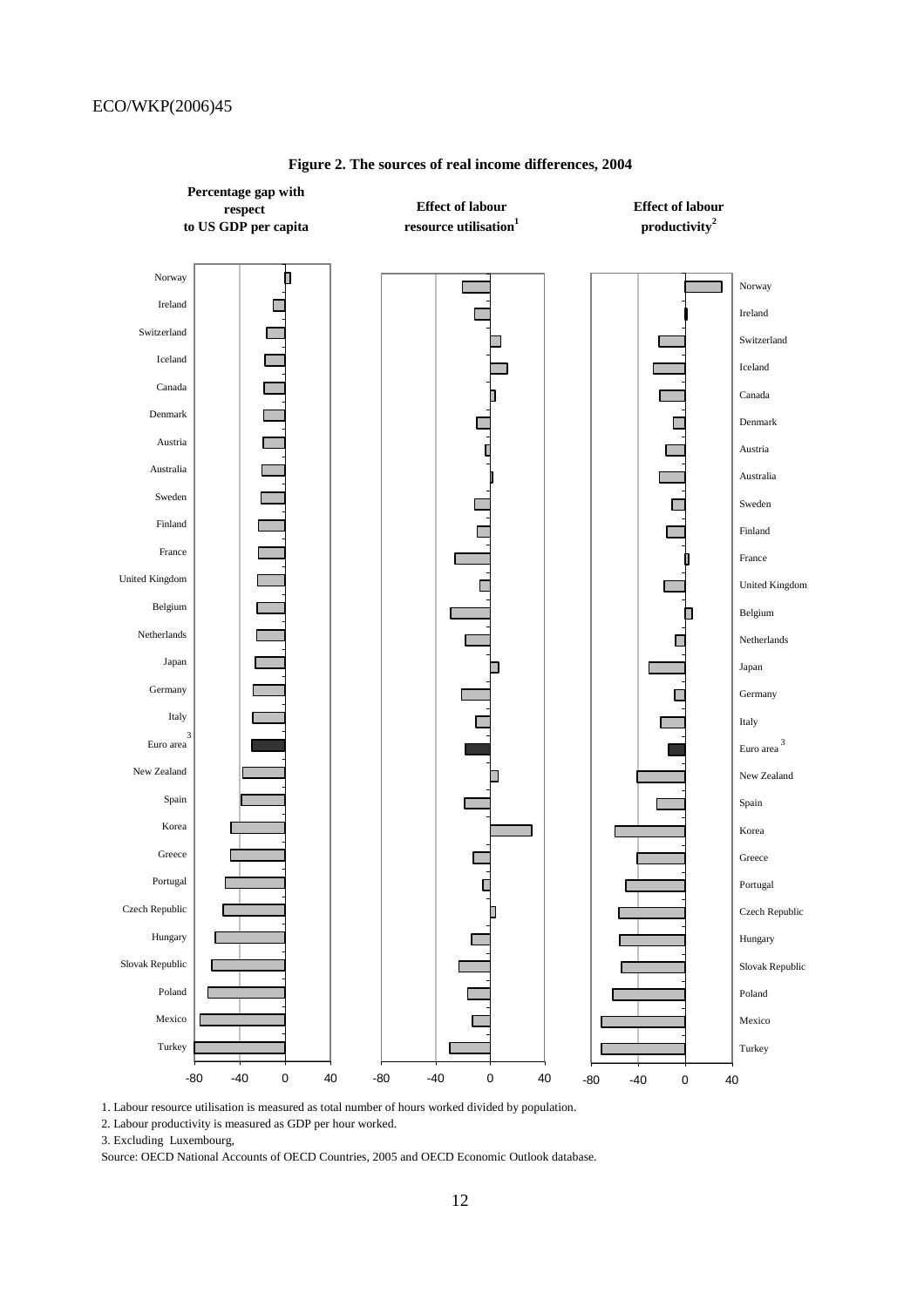**Figure 2. The sources of real income differences, 2004**

1. Labour resource utilisation is measured as total number of hours worked divided by population.

2. Labour productivity is measured as GDP per hour worked.

3. Excluding Luxembourg,

Source: OECD National Accounts of OECD Countries, 2005 and OECD Economic Outlook database.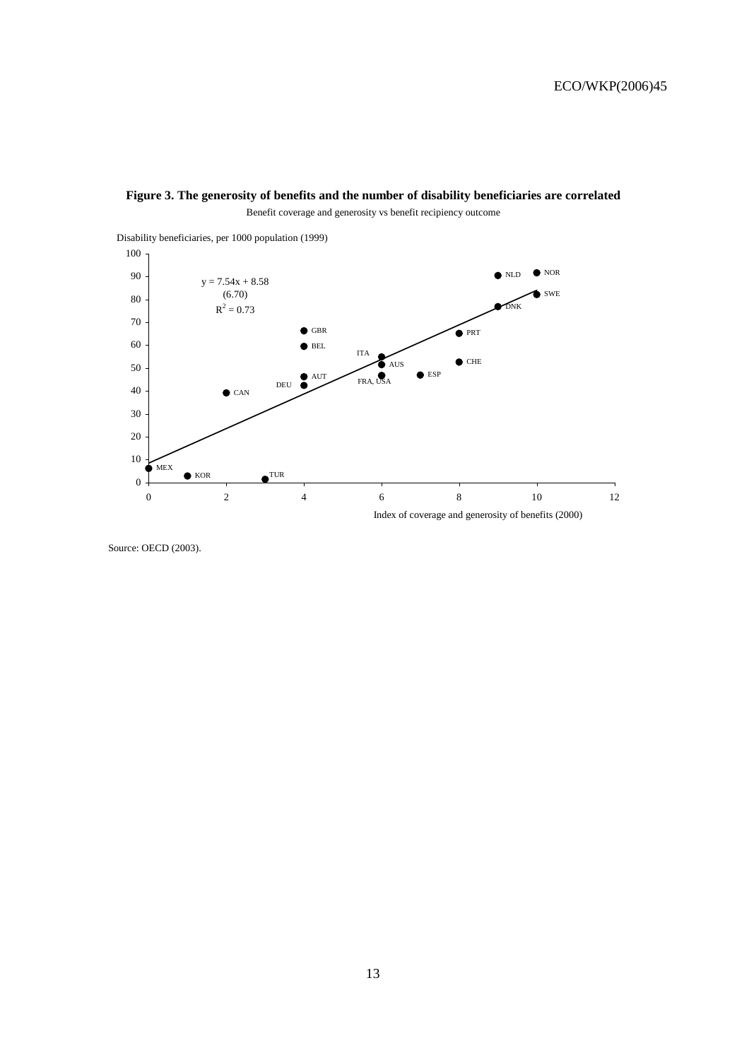**Figure 3. The generosity of benefits and the number of disability beneficiaries are correlated**

Benefit coverage and generosity vs benefit recipiency outcome

Disability beneficiaries, per 1000 population (1999)

$y = 7.54x + 8.58$
(6.70)
$R^2 = 0.73$

Index of coverage and generosity of benefits (2000)

Source: OECD (2003).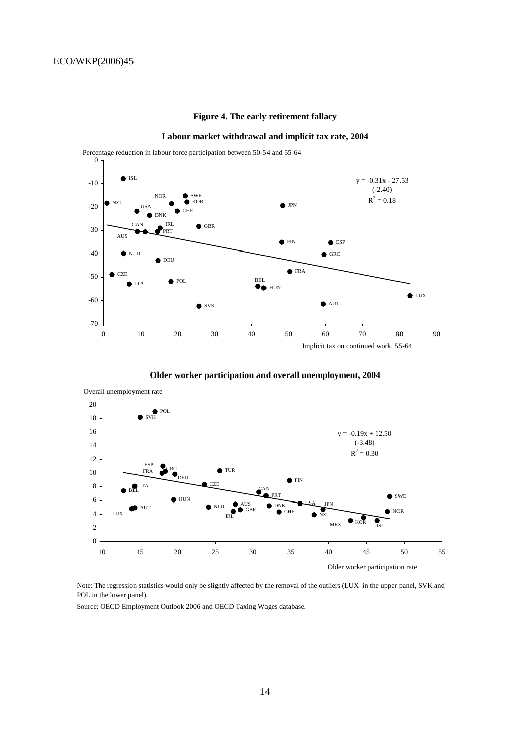**Figure 4. The early retirement fallacy**

**Labour market withdrawal and implicit tax rate, 2004**

**Older worker participation and overall unemployment, 2004**

Note: The regression statistics would only be slightly affected by the removal of the outliers (LUX in the upper panel, SVK and POL in the lower panel).

Source: OECD Employment Outlook 2006 and OECD Taxing Wages database.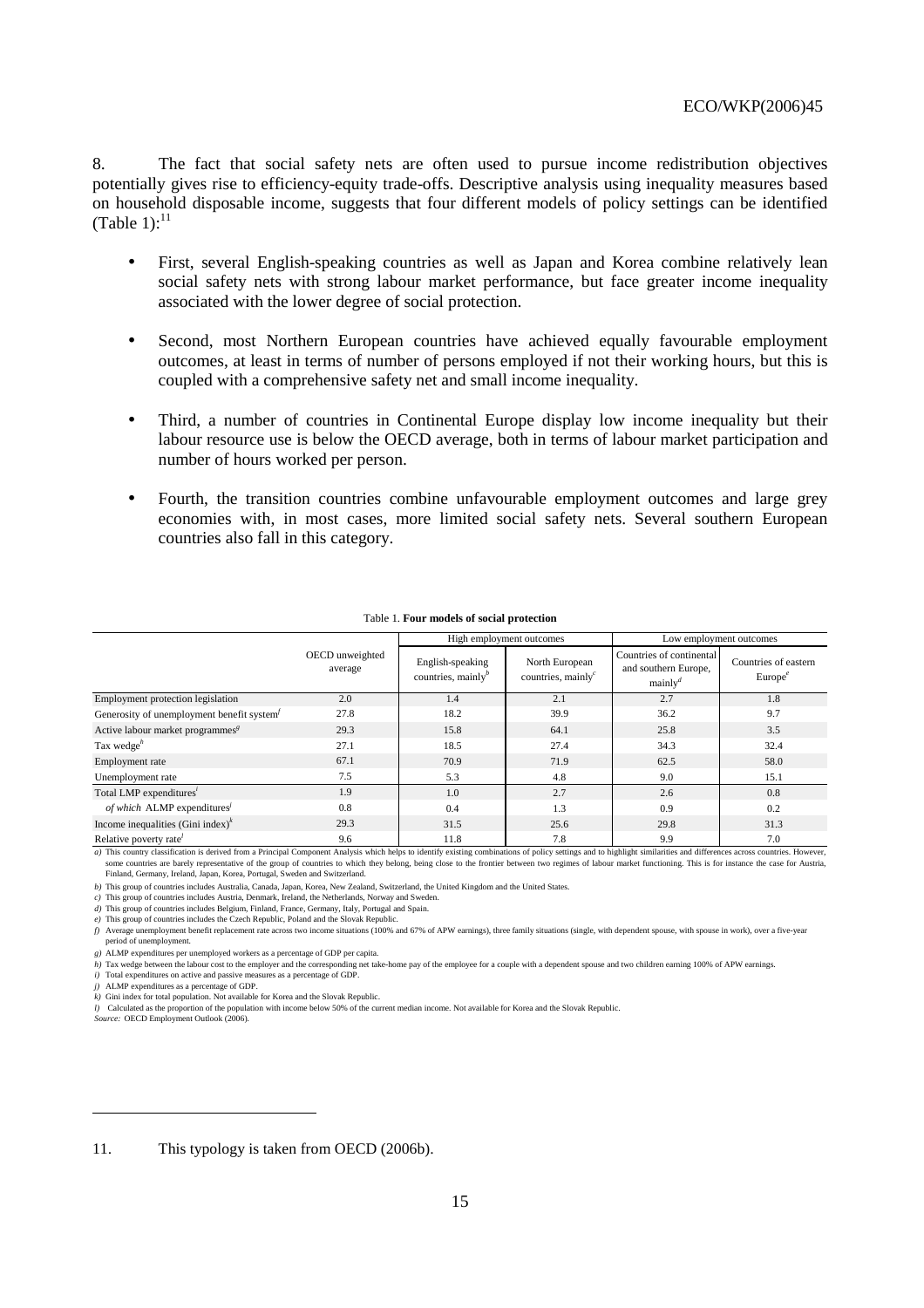8. The fact that social safety nets are often used to pursue income redistribution objectives potentially gives rise to efficiency-equity trade-offs. Descriptive analysis using inequality measures based on household disposable income, suggests that four different models of policy settings can be identified (Table 1):[11]

- First, several English-speaking countries as well as Japan and Korea combine relatively lean social safety nets with strong labour market performance, but face greater income inequality associated with the lower degree of social protection.
- Second, most Northern European countries have achieved equally favourable employment outcomes, at least in terms of number of persons employed if not their working hours, but this is coupled with a comprehensive safety net and small income inequality.
- Third, a number of countries in Continental Europe display low income inequality but their labour resource use is below the OECD average, both in terms of labour market participation and number of hours worked per person.
- Fourth, the transition countries combine unfavourable employment outcomes and large grey economies with, in most cases, more limited social safety nets. Several southern European countries also fall in this category.

Table 1. **Four models of social protection**

| | OECD unweighted average | High employment outcomes | | Low employment outcomes | |
|---|---|---|---|---|---|
| | | English-speaking countries, mainly[b] | North European countries, mainly[c] | Countries of continental and southern Europe, mainly[d] | Countries of eastern Europe[e] |
| Employment protection legislation | 2.0 | 1.4 | 2.1 | 2.7 | 1.8 |
| Generosity of unemployment benefit system[f] | 27.8 | 18.2 | 39.9 | 36.2 | 9.7 |
| Active labour market programmes[g] | 29.3 | 15.8 | 64.1 | 25.8 | 3.5 |
| Tax wedge[h] | 27.1 | 18.5 | 27.4 | 34.3 | 32.4 |
| Employment rate | 67.1 | 70.9 | 71.9 | 62.5 | 58.0 |
| Unemployment rate | 7.5 | 5.3 | 4.8 | 9.0 | 15.1 |
| Total LMP expenditures[i] | 1.9 | 1.0 | 2.7 | 2.6 | 0.8 |
| *of which* ALMP expenditures[j] | 0.8 | 0.4 | 1.3 | 0.9 | 0.2 |
| Income inequalities (Gini index)[k] | 29.3 | 31.5 | 25.6 | 29.8 | 31.3 |
| Relative poverty rate[l] | 9.6 | 11.8 | 7.8 | 9.9 | 7.0 |

*a)* This country classification is derived from a Principal Component Analysis which helps to identify existing combinations of policy settings and to highlight similarities and differences across countries. However, some countries are barely representative of the group of countries to which they belong, being close to the frontier between two regimes of labour market functioning. This is for instance the case for Austria, Finland, Germany, Ireland, Japan, Korea, Portugal, Sweden and Switzerland.

*b)* This group of countries includes Australia, Canada, Japan, Korea, New Zealand, Switzerland, the United Kingdom and the United States.

*c)* This group of countries includes Austria, Denmark, Ireland, the Netherlands, Norway and Sweden.

*d)* This group of countries includes Belgium, Finland, France, Germany, Italy, Portugal and Spain.

*e)* This group of countries includes the Czech Republic, Poland and the Slovak Republic.

*f)* Average unemployment benefit replacement rate across two income situations (100% and 67% of APW earnings), three family situations (single, with dependent spouse, with spouse in work), over a five-year period of unemployment.

*g)* ALMP expenditures per unemployed workers as a percentage of GDP per capita.

*h)* Tax wedge between the labour cost to the employer and the corresponding net take-home pay of the employee for a couple with a dependent spouse and two children earning 100% of APW earnings.

*i)* Total expenditures on active and passive measures as a percentage of GDP.

*j)* ALMP expenditures as a percentage of GDP.

*k)* Gini index for total population. Not available for Korea and the Slovak Republic.

*l)* Calculated as the proportion of the population with income below 50% of the current median income. Not available for Korea and the Slovak Republic.

*Source:* OECD Employment Outlook (2006).

11. This typology is taken from OECD (2006b).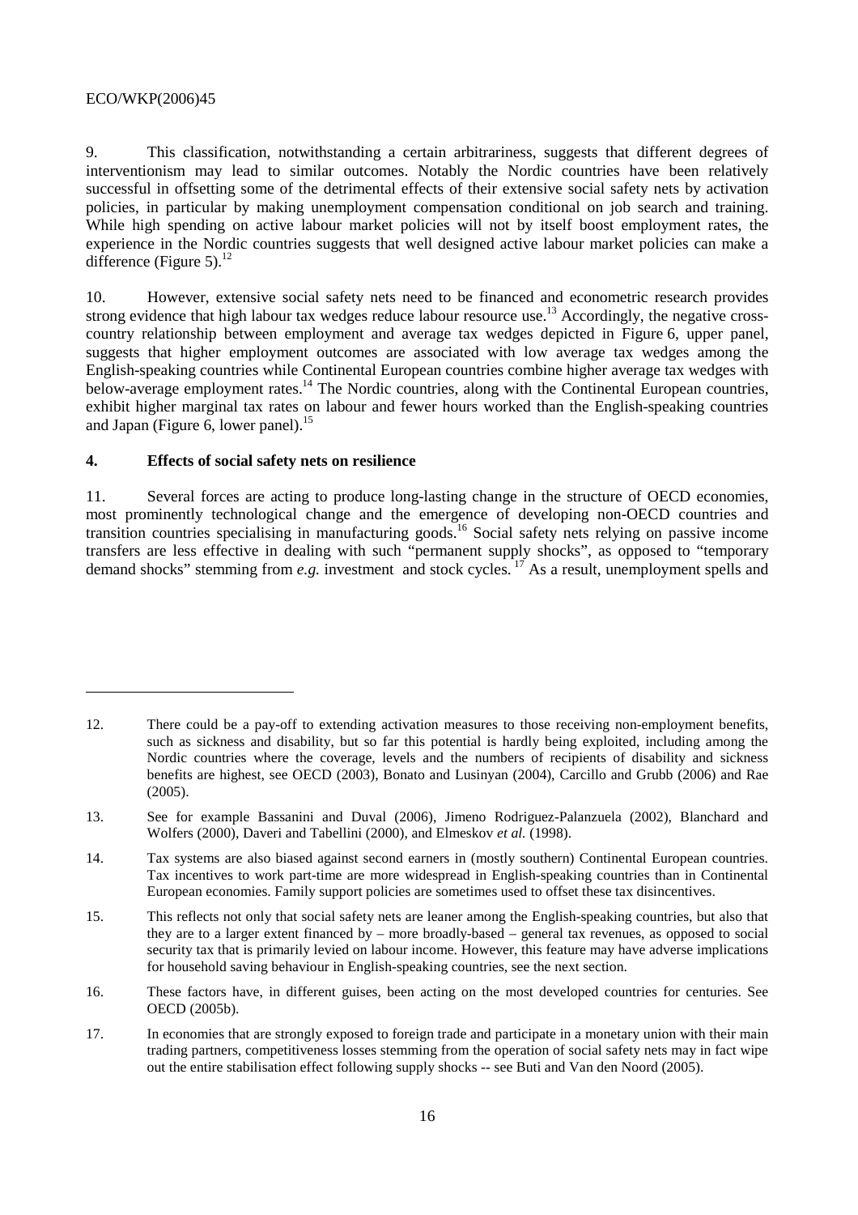9. This classification, notwithstanding a certain arbitrariness, suggests that different degrees of interventionism may lead to similar outcomes. Notably the Nordic countries have been relatively successful in offsetting some of the detrimental effects of their extensive social safety nets by activation policies, in particular by making unemployment compensation conditional on job search and training. While high spending on active labour market policies will not by itself boost employment rates, the experience in the Nordic countries suggests that well designed active labour market policies can make a difference (Figure 5).[12]

10. However, extensive social safety nets need to be financed and econometric research provides strong evidence that high labour tax wedges reduce labour resource use.[13] Accordingly, the negative cross-country relationship between employment and average tax wedges depicted in Figure 6, upper panel, suggests that higher employment outcomes are associated with low average tax wedges among the English-speaking countries while Continental European countries combine higher average tax wedges with below-average employment rates.[14] The Nordic countries, along with the Continental European countries, exhibit higher marginal tax rates on labour and fewer hours worked than the English-speaking countries and Japan (Figure 6, lower panel).[15]

## 4. Effects of social safety nets on resilience

11. Several forces are acting to produce long-lasting change in the structure of OECD economies, most prominently technological change and the emergence of developing non-OECD countries and transition countries specialising in manufacturing goods.[16] Social safety nets relying on passive income transfers are less effective in dealing with such "permanent supply shocks", as opposed to "temporary demand shocks" stemming from *e.g.* investment and stock cycles.[17] As a result, unemployment spells and

---

12. There could be a pay-off to extending activation measures to those receiving non-employment benefits, such as sickness and disability, but so far this potential is hardly being exploited, including among the Nordic countries where the coverage, levels and the numbers of recipients of disability and sickness benefits are highest, see OECD (2003), Bonato and Lusinyan (2004), Carcillo and Grubb (2006) and Rae (2005).

13. See for example Bassanini and Duval (2006), Jimeno Rodriguez-Palanzuela (2002), Blanchard and Wolfers (2000), Daveri and Tabellini (2000), and Elmeskov *et al.* (1998).

14. Tax systems are also biased against second earners in (mostly southern) Continental European countries. Tax incentives to work part-time are more widespread in English-speaking countries than in Continental European economies. Family support policies are sometimes used to offset these tax disincentives.

15. This reflects not only that social safety nets are leaner among the English-speaking countries, but also that they are to a larger extent financed by – more broadly-based – general tax revenues, as opposed to social security tax that is primarily levied on labour income. However, this feature may have adverse implications for household saving behaviour in English-speaking countries, see the next section.

16. These factors have, in different guises, been acting on the most developed countries for centuries. See OECD (2005b).

17. In economies that are strongly exposed to foreign trade and participate in a monetary union with their main trading partners, competitiveness losses stemming from the operation of social safety nets may in fact wipe out the entire stabilisation effect following supply shocks -- see Buti and Van den Noord (2005).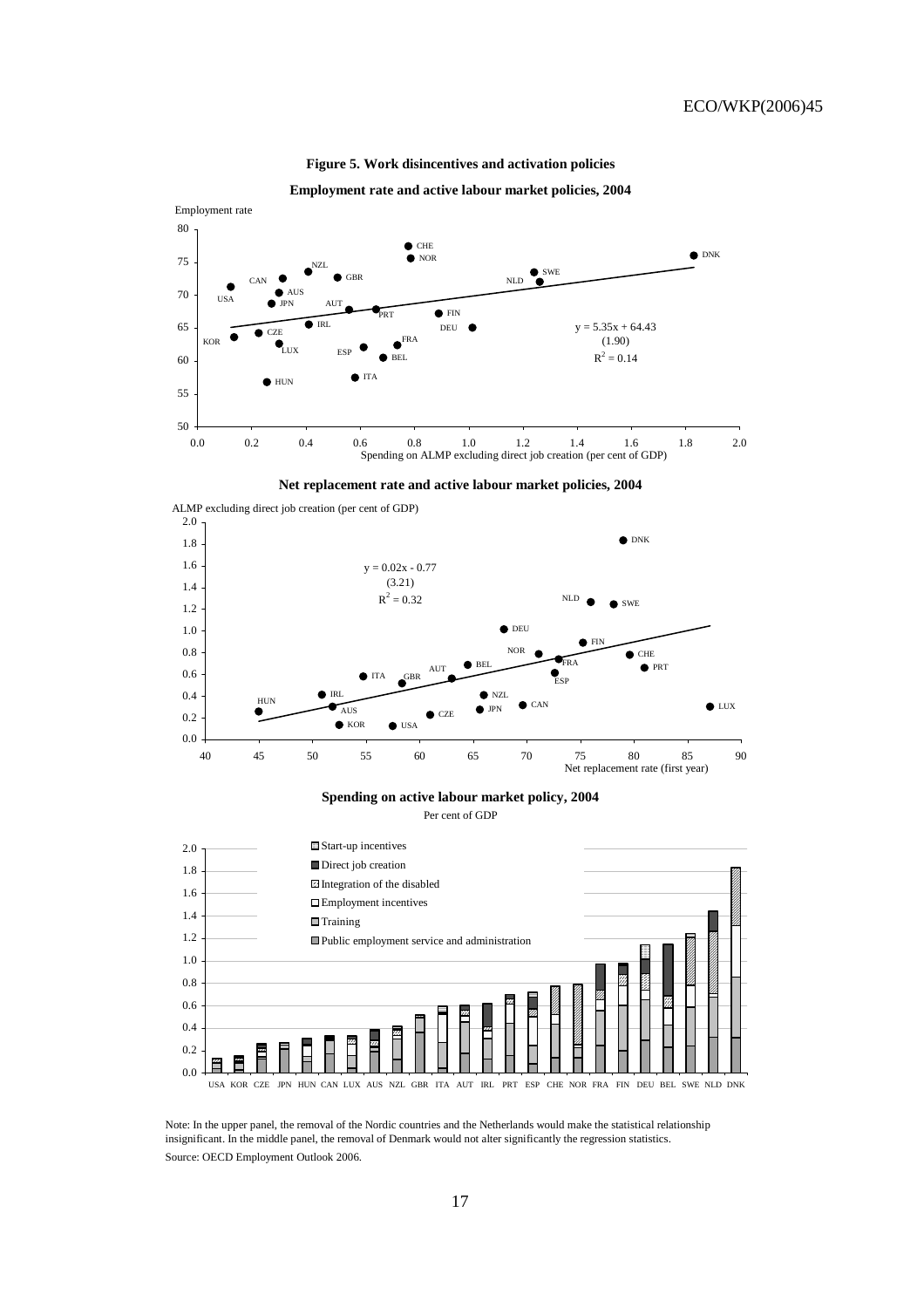**Figure 5. Work disincentives and activation policies**

**Employment rate and active labour market policies, 2004**

**Net replacement rate and active labour market policies, 2004**

**Spending on active labour market policy, 2004**

Per cent of GDP

Note: In the upper panel, the removal of the Nordic countries and the Netherlands would make the statistical relationship insignificant. In the middle panel, the removal of Denmark would not alter significantly the regression statistics.

Source: OECD Employment Outlook 2006.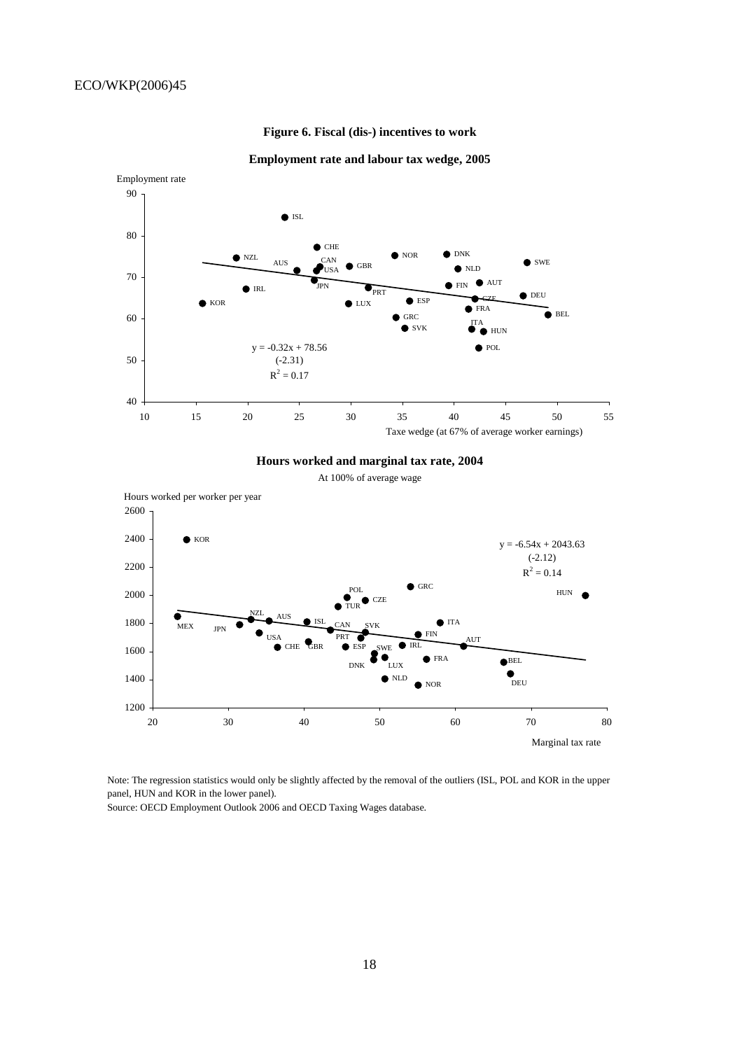**Figure 6. Fiscal (dis-) incentives to work**

**Employment rate and labour tax wedge, 2005**

Employment rate

$y = -0.32x + 78.56$
(-2.31)
$R^2 = 0.17$

Taxe wedge (at 67% of average worker earnings)

**Hours worked and marginal tax rate, 2004**

At 100% of average wage

Hours worked per worker per year

$y = -6.54x + 2043.63$
(-2.12)
$R^2 = 0.14$

Marginal tax rate

Note: The regression statistics would only be slightly affected by the removal of the outliers (ISL, POL and KOR in the upper panel, HUN and KOR in the lower panel).

Source: OECD Employment Outlook 2006 and OECD Taxing Wages database.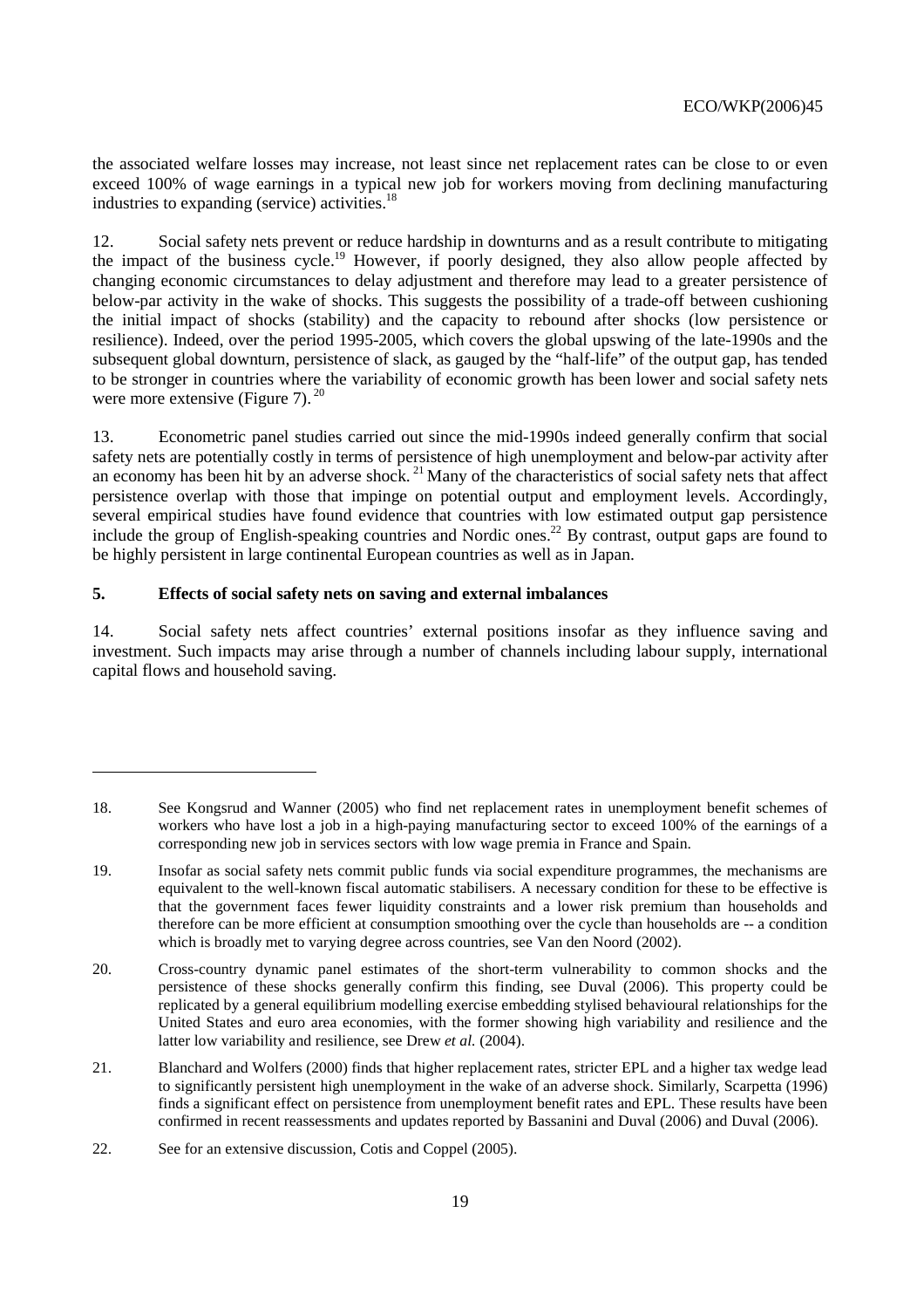the associated welfare losses may increase, not least since net replacement rates can be close to or even exceed 100% of wage earnings in a typical new job for workers moving from declining manufacturing industries to expanding (service) activities.[18]

12. Social safety nets prevent or reduce hardship in downturns and as a result contribute to mitigating the impact of the business cycle.[19] However, if poorly designed, they also allow people affected by changing economic circumstances to delay adjustment and therefore may lead to a greater persistence of below-par activity in the wake of shocks. This suggests the possibility of a trade-off between cushioning the initial impact of shocks (stability) and the capacity to rebound after shocks (low persistence or resilience). Indeed, over the period 1995-2005, which covers the global upswing of the late-1990s and the subsequent global downturn, persistence of slack, as gauged by the "half-life" of the output gap, has tended to be stronger in countries where the variability of economic growth has been lower and social safety nets were more extensive (Figure 7).[20]

13. Econometric panel studies carried out since the mid-1990s indeed generally confirm that social safety nets are potentially costly in terms of persistence of high unemployment and below-par activity after an economy has been hit by an adverse shock.[21] Many of the characteristics of social safety nets that affect persistence overlap with those that impinge on potential output and employment levels. Accordingly, several empirical studies have found evidence that countries with low estimated output gap persistence include the group of English-speaking countries and Nordic ones.[22] By contrast, output gaps are found to be highly persistent in large continental European countries as well as in Japan.

## 5. Effects of social safety nets on saving and external imbalances

14. Social safety nets affect countries' external positions insofar as they influence saving and investment. Such impacts may arise through a number of channels including labour supply, international capital flows and household saving.

---

18. See Kongsrud and Wanner (2005) who find net replacement rates in unemployment benefit schemes of workers who have lost a job in a high-paying manufacturing sector to exceed 100% of the earnings of a corresponding new job in services sectors with low wage premia in France and Spain.

19. Insofar as social safety nets commit public funds via social expenditure programmes, the mechanisms are equivalent to the well-known fiscal automatic stabilisers. A necessary condition for these to be effective is that the government faces fewer liquidity constraints and a lower risk premium than households and therefore can be more efficient at consumption smoothing over the cycle than households are -- a condition which is broadly met to varying degree across countries, see Van den Noord (2002).

20. Cross-country dynamic panel estimates of the short-term vulnerability to common shocks and the persistence of these shocks generally confirm this finding, see Duval (2006). This property could be replicated by a general equilibrium modelling exercise embedding stylised behavioural relationships for the United States and euro area economies, with the former showing high variability and resilience and the latter low variability and resilience, see Drew *et al.* (2004).

21. Blanchard and Wolfers (2000) finds that higher replacement rates, stricter EPL and a higher tax wedge lead to significantly persistent high unemployment in the wake of an adverse shock. Similarly, Scarpetta (1996) finds a significant effect on persistence from unemployment benefit rates and EPL. These results have been confirmed in recent reassessments and updates reported by Bassanini and Duval (2006) and Duval (2006).

22. See for an extensive discussion, Cotis and Coppel (2005).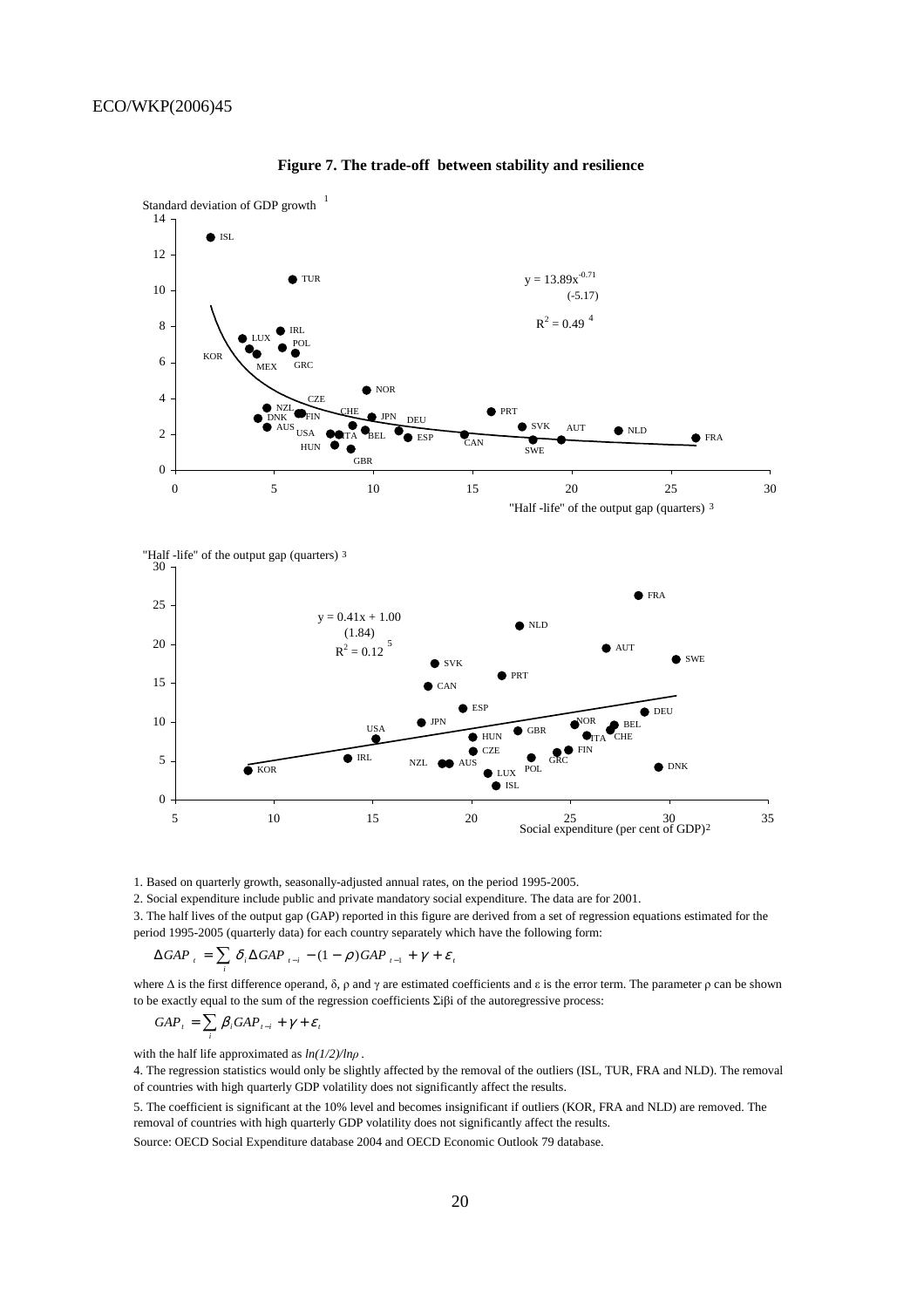**Figure 7. The trade-off between stability and resilience**

1. Based on quarterly growth, seasonally-adjusted annual rates, on the period 1995-2005.

2. Social expenditure include public and private mandatory social expenditure. The data are for 2001.

3. The half lives of the output gap (GAP) reported in this figure are derived from a set of regression equations estimated for the period 1995-2005 (quarterly data) for each country separately which have the following form:

$$\Delta GAP_t = \sum_i \delta_i \Delta GAP_{t-i} - (1-\rho) GAP_{t-1} + \gamma + \varepsilon_t$$

where Δ is the first difference operand, δ, ρ and γ are estimated coefficients and ε is the error term. The parameter ρ can be shown to be exactly equal to the sum of the regression coefficients Σiβi of the autoregressive process:

$$GAP_t = \sum_i \beta_i GAP_{t-i} + \gamma + \varepsilon_t$$

with the half life approximated as *ln(1/2)/lnρ* .

4. The regression statistics would only be slightly affected by the removal of the outliers (ISL, TUR, FRA and NLD). The removal of countries with high quarterly GDP volatility does not significantly affect the results.

5. The coefficient is significant at the 10% level and becomes insignificant if outliers (KOR, FRA and NLD) are removed. The removal of countries with high quarterly GDP volatility does not significantly affect the results.

Source: OECD Social Expenditure database 2004 and OECD Economic Outlook 79 database.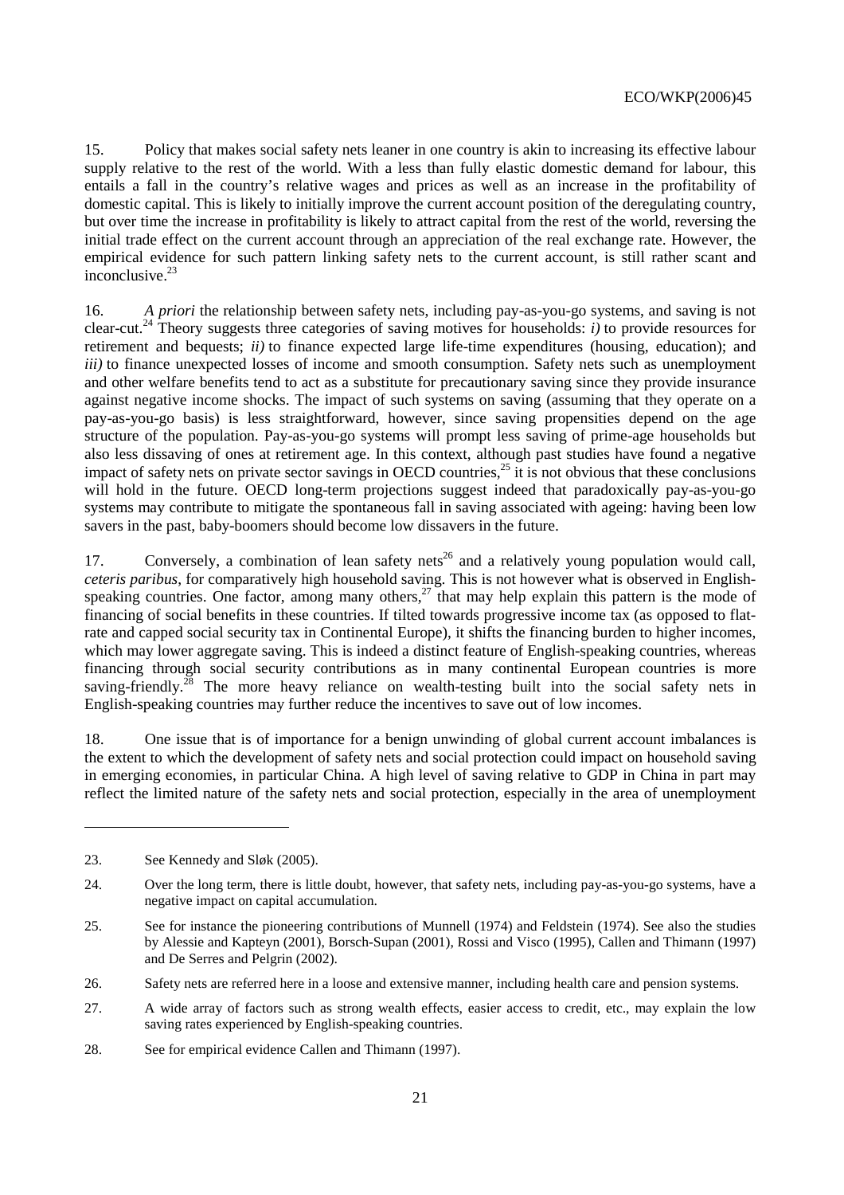15. Policy that makes social safety nets leaner in one country is akin to increasing its effective labour supply relative to the rest of the world. With a less than fully elastic domestic demand for labour, this entails a fall in the country's relative wages and prices as well as an increase in the profitability of domestic capital. This is likely to initially improve the current account position of the deregulating country, but over time the increase in profitability is likely to attract capital from the rest of the world, reversing the initial trade effect on the current account through an appreciation of the real exchange rate. However, the empirical evidence for such pattern linking safety nets to the current account, is still rather scant and inconclusive.[23]

16. *A priori* the relationship between safety nets, including pay-as-you-go systems, and saving is not clear-cut.[24] Theory suggests three categories of saving motives for households: *i)* to provide resources for retirement and bequests; *ii)* to finance expected large life-time expenditures (housing, education); and *iii)* to finance unexpected losses of income and smooth consumption. Safety nets such as unemployment and other welfare benefits tend to act as a substitute for precautionary saving since they provide insurance against negative income shocks. The impact of such systems on saving (assuming that they operate on a pay-as-you-go basis) is less straightforward, however, since saving propensities depend on the age structure of the population. Pay-as-you-go systems will prompt less saving of prime-age households but also less dissaving of ones at retirement age. In this context, although past studies have found a negative impact of safety nets on private sector savings in OECD countries,[25] it is not obvious that these conclusions will hold in the future. OECD long-term projections suggest indeed that paradoxically pay-as-you-go systems may contribute to mitigate the spontaneous fall in saving associated with ageing: having been low savers in the past, baby-boomers should become low dissavers in the future.

17. Conversely, a combination of lean safety nets[26] and a relatively young population would call, *ceteris paribus*, for comparatively high household saving. This is not however what is observed in English-speaking countries. One factor, among many others,[27] that may help explain this pattern is the mode of financing of social benefits in these countries. If tilted towards progressive income tax (as opposed to flat-rate and capped social security tax in Continental Europe), it shifts the financing burden to higher incomes, which may lower aggregate saving. This is indeed a distinct feature of English-speaking countries, whereas financing through social security contributions as in many continental European countries is more saving-friendly.[28] The more heavy reliance on wealth-testing built into the social safety nets in English-speaking countries may further reduce the incentives to save out of low incomes.

18. One issue that is of importance for a benign unwinding of global current account imbalances is the extent to which the development of safety nets and social protection could impact on household saving in emerging economies, in particular China. A high level of saving relative to GDP in China in part may reflect the limited nature of the safety nets and social protection, especially in the area of unemployment

---

23. See Kennedy and Sløk (2005).

24. Over the long term, there is little doubt, however, that safety nets, including pay-as-you-go systems, have a negative impact on capital accumulation.

25. See for instance the pioneering contributions of Munnell (1974) and Feldstein (1974). See also the studies by Alessie and Kapteyn (2001), Borsch-Supan (2001), Rossi and Visco (1995), Callen and Thimann (1997) and De Serres and Pelgrin (2002).

26. Safety nets are referred here in a loose and extensive manner, including health care and pension systems.

27. A wide array of factors such as strong wealth effects, easier access to credit, etc., may explain the low saving rates experienced by English-speaking countries.

28. See for empirical evidence Callen and Thimann (1997).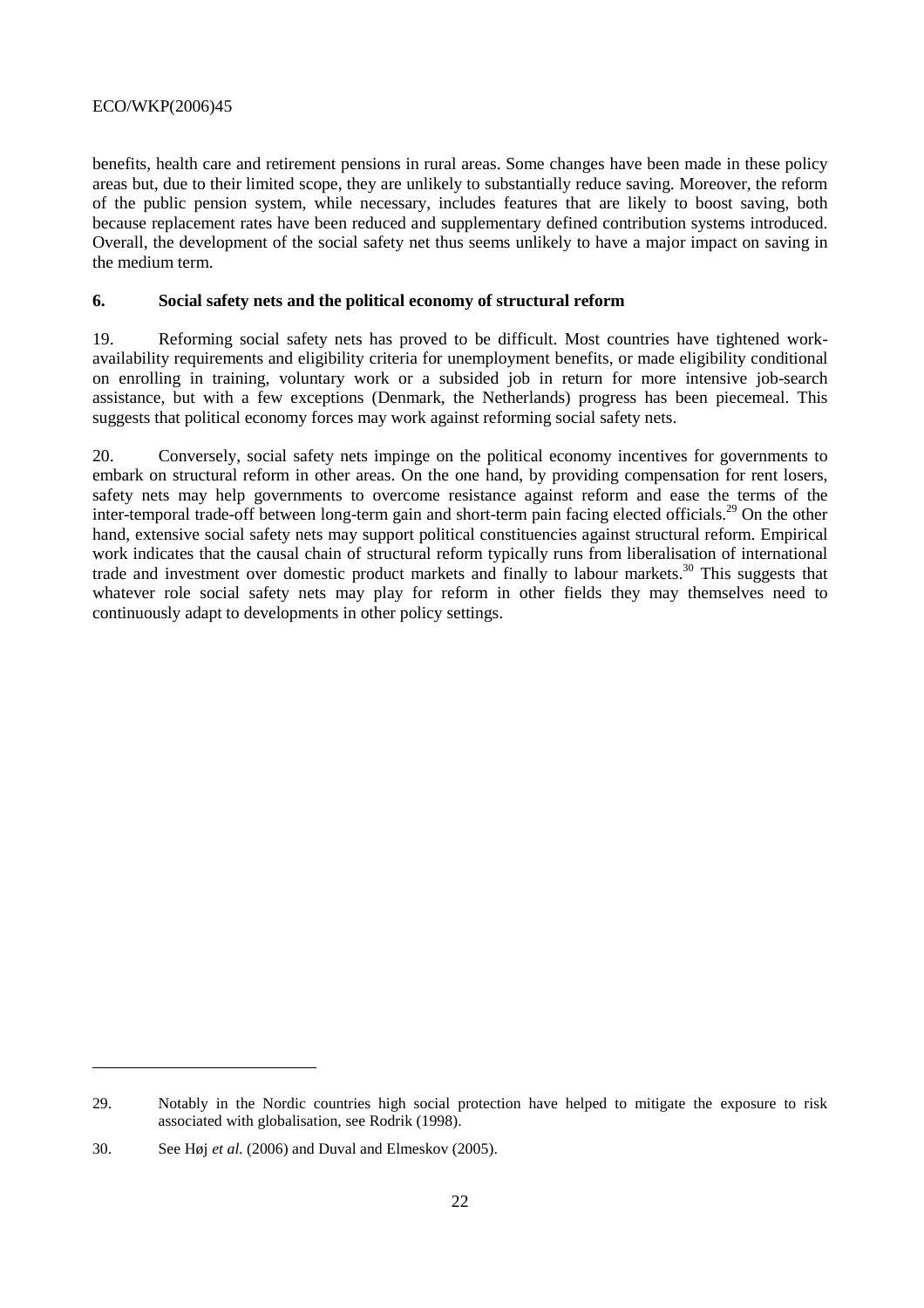benefits, health care and retirement pensions in rural areas. Some changes have been made in these policy areas but, due to their limited scope, they are unlikely to substantially reduce saving. Moreover, the reform of the public pension system, while necessary, includes features that are likely to boost saving, both because replacement rates have been reduced and supplementary defined contribution systems introduced. Overall, the development of the social safety net thus seems unlikely to have a major impact on saving in the medium term.

## 6. Social safety nets and the political economy of structural reform

19. Reforming social safety nets has proved to be difficult. Most countries have tightened work-availability requirements and eligibility criteria for unemployment benefits, or made eligibility conditional on enrolling in training, voluntary work or a subsided job in return for more intensive job-search assistance, but with a few exceptions (Denmark, the Netherlands) progress has been piecemeal. This suggests that political economy forces may work against reforming social safety nets.

20. Conversely, social safety nets impinge on the political economy incentives for governments to embark on structural reform in other areas. On the one hand, by providing compensation for rent losers, safety nets may help governments to overcome resistance against reform and ease the terms of the inter-temporal trade-off between long-term gain and short-term pain facing elected officials.[29] On the other hand, extensive social safety nets may support political constituencies against structural reform. Empirical work indicates that the causal chain of structural reform typically runs from liberalisation of international trade and investment over domestic product markets and finally to labour markets.[30] This suggests that whatever role social safety nets may play for reform in other fields they may themselves need to continuously adapt to developments in other policy settings.

---

29. Notably in the Nordic countries high social protection have helped to mitigate the exposure to risk associated with globalisation, see Rodrik (1998).

30. See Høj *et al.* (2006) and Duval and Elmeskov (2005).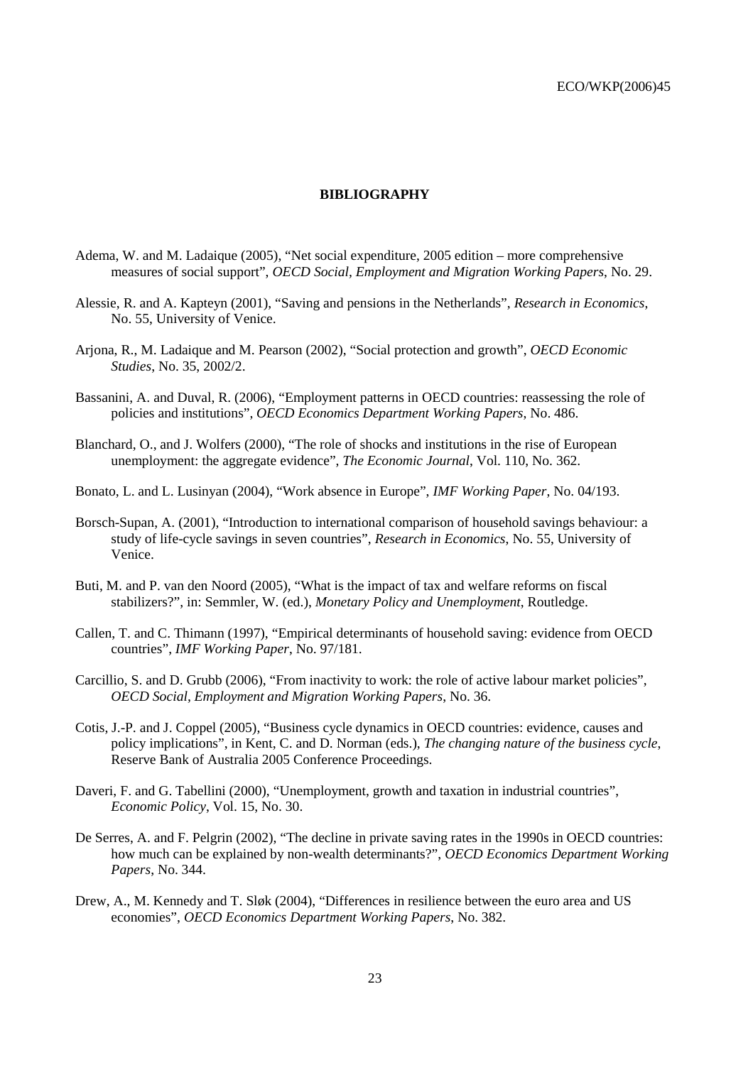# BIBLIOGRAPHY

Adema, W. and M. Ladaique (2005), "Net social expenditure, 2005 edition – more comprehensive measures of social support", *OECD Social, Employment and Migration Working Papers*, No. 29.

Alessie, R. and A. Kapteyn (2001), "Saving and pensions in the Netherlands", *Research in Economics*, No. 55, University of Venice.

Arjona, R., M. Ladaique and M. Pearson (2002), "Social protection and growth", *OECD Economic Studies*, No. 35, 2002/2.

Bassanini, A. and Duval, R. (2006), "Employment patterns in OECD countries: reassessing the role of policies and institutions", *OECD Economics Department Working Papers*, No. 486.

Blanchard, O., and J. Wolfers (2000), "The role of shocks and institutions in the rise of European unemployment: the aggregate evidence", *The Economic Journal*, Vol. 110, No. 362.

Bonato, L. and L. Lusinyan (2004), "Work absence in Europe", *IMF Working Paper*, No. 04/193.

Borsch-Supan, A. (2001), "Introduction to international comparison of household savings behaviour: a study of life-cycle savings in seven countries", *Research in Economics*, No. 55, University of Venice.

Buti, M. and P. van den Noord (2005), "What is the impact of tax and welfare reforms on fiscal stabilizers?", in: Semmler, W. (ed.), *Monetary Policy and Unemployment*, Routledge.

Callen, T. and C. Thimann (1997), "Empirical determinants of household saving: evidence from OECD countries", *IMF Working Paper*, No. 97/181.

Carcillio, S. and D. Grubb (2006), "From inactivity to work: the role of active labour market policies", *OECD Social, Employment and Migration Working Papers*, No. 36.

Cotis, J.-P. and J. Coppel (2005), "Business cycle dynamics in OECD countries: evidence, causes and policy implications", in Kent, C. and D. Norman (eds.), *The changing nature of the business cycle*, Reserve Bank of Australia 2005 Conference Proceedings.

Daveri, F. and G. Tabellini (2000), "Unemployment, growth and taxation in industrial countries", *Economic Policy*, Vol. 15, No. 30.

De Serres, A. and F. Pelgrin (2002), "The decline in private saving rates in the 1990s in OECD countries: how much can be explained by non-wealth determinants?", *OECD Economics Department Working Papers*, No. 344.

Drew, A., M. Kennedy and T. Sløk (2004), "Differences in resilience between the euro area and US economies", *OECD Economics Department Working Papers*, No. 382.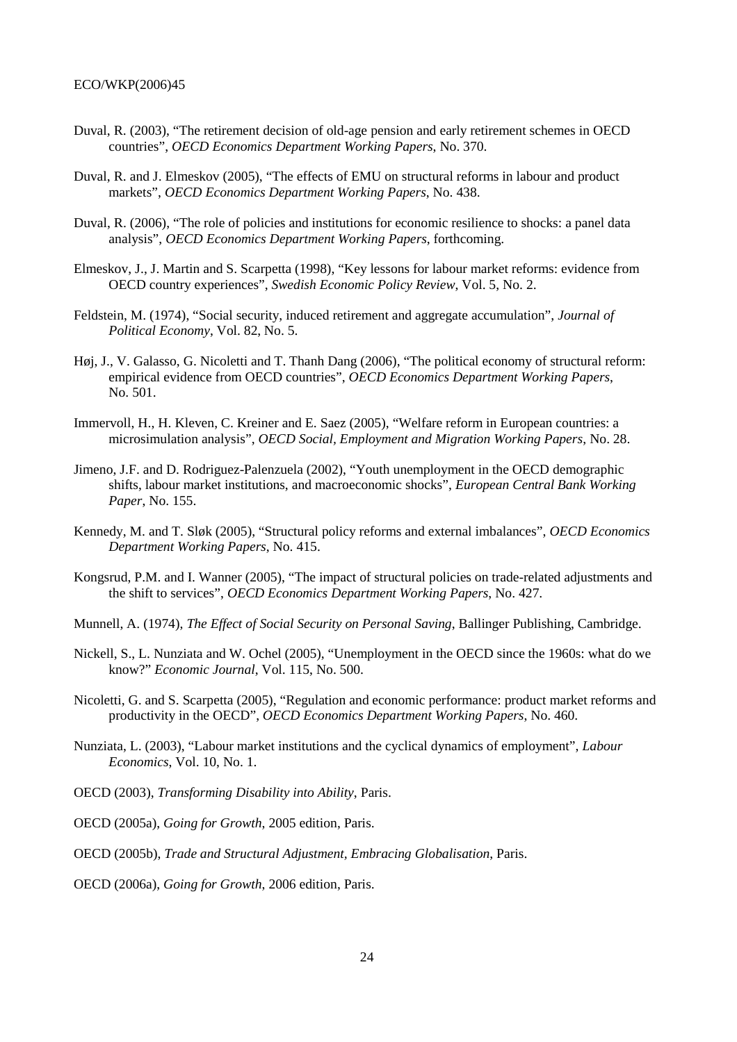Duval, R. (2003), “The retirement decision of old-age pension and early retirement schemes in OECD countries”, *OECD Economics Department Working Papers*, No. 370.

Duval, R. and J. Elmeskov (2005), “The effects of EMU on structural reforms in labour and product markets”, *OECD Economics Department Working Papers*, No. 438.

Duval, R. (2006), “The role of policies and institutions for economic resilience to shocks: a panel data analysis”, *OECD Economics Department Working Papers*, forthcoming.

Elmeskov, J., J. Martin and S. Scarpetta (1998), “Key lessons for labour market reforms: evidence from OECD country experiences”, *Swedish Economic Policy Review*, Vol. 5, No. 2.

Feldstein, M. (1974), “Social security, induced retirement and aggregate accumulation”, *Journal of Political Economy*, Vol. 82, No. 5.

Høj, J., V. Galasso, G. Nicoletti and T. Thanh Dang (2006), “The political economy of structural reform: empirical evidence from OECD countries”, *OECD Economics Department Working Papers*, No. 501.

Immervoll, H., H. Kleven, C. Kreiner and E. Saez (2005), “Welfare reform in European countries: a microsimulation analysis”, *OECD Social, Employment and Migration Working Papers*, No. 28.

Jimeno, J.F. and D. Rodriguez-Palenzuela (2002), “Youth unemployment in the OECD demographic shifts, labour market institutions, and macroeconomic shocks”, *European Central Bank Working Paper*, No. 155.

Kennedy, M. and T. Sløk (2005), “Structural policy reforms and external imbalances”, *OECD Economics Department Working Papers*, No. 415.

Kongsrud, P.M. and I. Wanner (2005), “The impact of structural policies on trade-related adjustments and the shift to services”, *OECD Economics Department Working Papers*, No. 427.

Munnell, A. (1974), *The Effect of Social Security on Personal Saving*, Ballinger Publishing, Cambridge.

Nickell, S., L. Nunziata and W. Ochel (2005), “Unemployment in the OECD since the 1960s: what do we know?” *Economic Journal*, Vol. 115, No. 500.

Nicoletti, G. and S. Scarpetta (2005), “Regulation and economic performance: product market reforms and productivity in the OECD”, *OECD Economics Department Working Papers*, No. 460.

Nunziata, L. (2003), “Labour market institutions and the cyclical dynamics of employment”, *Labour Economics*, Vol. 10, No. 1.

OECD (2003), *Transforming Disability into Ability*, Paris.

OECD (2005a), *Going for Growth*, 2005 edition, Paris.

OECD (2005b), *Trade and Structural Adjustment, Embracing Globalisation*, Paris.

OECD (2006a), *Going for Growth*, 2006 edition, Paris.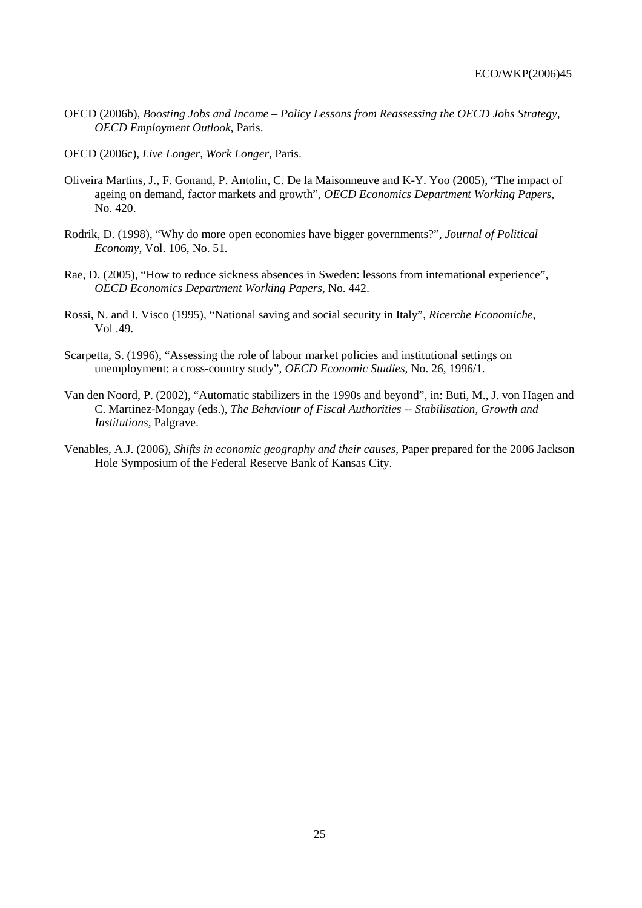OECD (2006b), *Boosting Jobs and Income – Policy Lessons from Reassessing the OECD Jobs Strategy, OECD Employment Outlook*, Paris.

OECD (2006c), *Live Longer, Work Longer*, Paris.

Oliveira Martins, J., F. Gonand, P. Antolin, C. De la Maisonneuve and K-Y. Yoo (2005), "The impact of ageing on demand, factor markets and growth", *OECD Economics Department Working Papers*, No. 420.

Rodrik, D. (1998), "Why do more open economies have bigger governments?", *Journal of Political Economy*, Vol. 106, No. 51.

Rae, D. (2005), "How to reduce sickness absences in Sweden: lessons from international experience", *OECD Economics Department Working Papers*, No. 442.

Rossi, N. and I. Visco (1995), "National saving and social security in Italy", *Ricerche Economiche*, Vol .49.

Scarpetta, S. (1996), "Assessing the role of labour market policies and institutional settings on unemployment: a cross-country study", *OECD Economic Studies*, No. 26, 1996/1.

Van den Noord, P. (2002), "Automatic stabilizers in the 1990s and beyond", in: Buti, M., J. von Hagen and C. Martinez-Mongay (eds.), *The Behaviour of Fiscal Authorities -- Stabilisation, Growth and Institutions*, Palgrave.

Venables, A.J. (2006), *Shifts in economic geography and their causes*, Paper prepared for the 2006 Jackson Hole Symposium of the Federal Reserve Bank of Kansas City.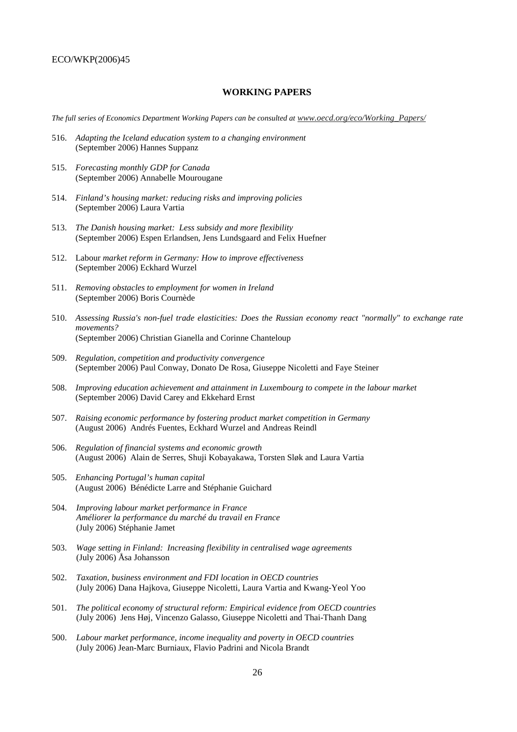## WORKING PAPERS

*The full series of Economics Department Working Papers can be consulted at www.oecd.org/eco/Working_Papers/*

516. *Adapting the Iceland education system to a changing environment*
(September 2006) Hannes Suppanz

515. *Forecasting monthly GDP for Canada*
(September 2006) Annabelle Mourougane

514. *Finland's housing market: reducing risks and improving policies*
(September 2006) Laura Vartia

513. *The Danish housing market: Less subsidy and more flexibility*
(September 2006) Espen Erlandsen, Jens Lundsgaard and Felix Huefner

512. Labour *market reform in Germany: How to improve effectiveness*
(September 2006) Eckhard Wurzel

511. *Removing obstacles to employment for women in Ireland*
(September 2006) Boris Cournède

510. *Assessing Russia's non-fuel trade elasticities: Does the Russian economy react "normally" to exchange rate movements?*
(September 2006) Christian Gianella and Corinne Chanteloup

509. *Regulation, competition and productivity convergence*
(September 2006) Paul Conway, Donato De Rosa, Giuseppe Nicoletti and Faye Steiner

508. *Improving education achievement and attainment in Luxembourg to compete in the labour market*
(September 2006) David Carey and Ekkehard Ernst

507. *Raising economic performance by fostering product market competition in Germany*
(August 2006) Andrés Fuentes, Eckhard Wurzel and Andreas Reindl

506. *Regulation of financial systems and economic growth*
(August 2006) Alain de Serres, Shuji Kobayakawa, Torsten Sløk and Laura Vartia

505. *Enhancing Portugal's human capital*
(August 2006) Bénédicte Larre and Stéphanie Guichard

504. *Improving labour market performance in France*
*Améliorer la performance du marché du travail en France*
(July 2006) Stéphanie Jamet

503. *Wage setting in Finland: Increasing flexibility in centralised wage agreements*
(July 2006) Åsa Johansson

502. *Taxation, business environment and FDI location in OECD countries*
(July 2006) Dana Hajkova, Giuseppe Nicoletti, Laura Vartia and Kwang-Yeol Yoo

501. *The political economy of structural reform: Empirical evidence from OECD countries*
(July 2006) Jens Høj, Vincenzo Galasso, Giuseppe Nicoletti and Thai-Thanh Dang

500. *Labour market performance, income inequality and poverty in OECD countries*
(July 2006) Jean-Marc Burniaux, Flavio Padrini and Nicola Brandt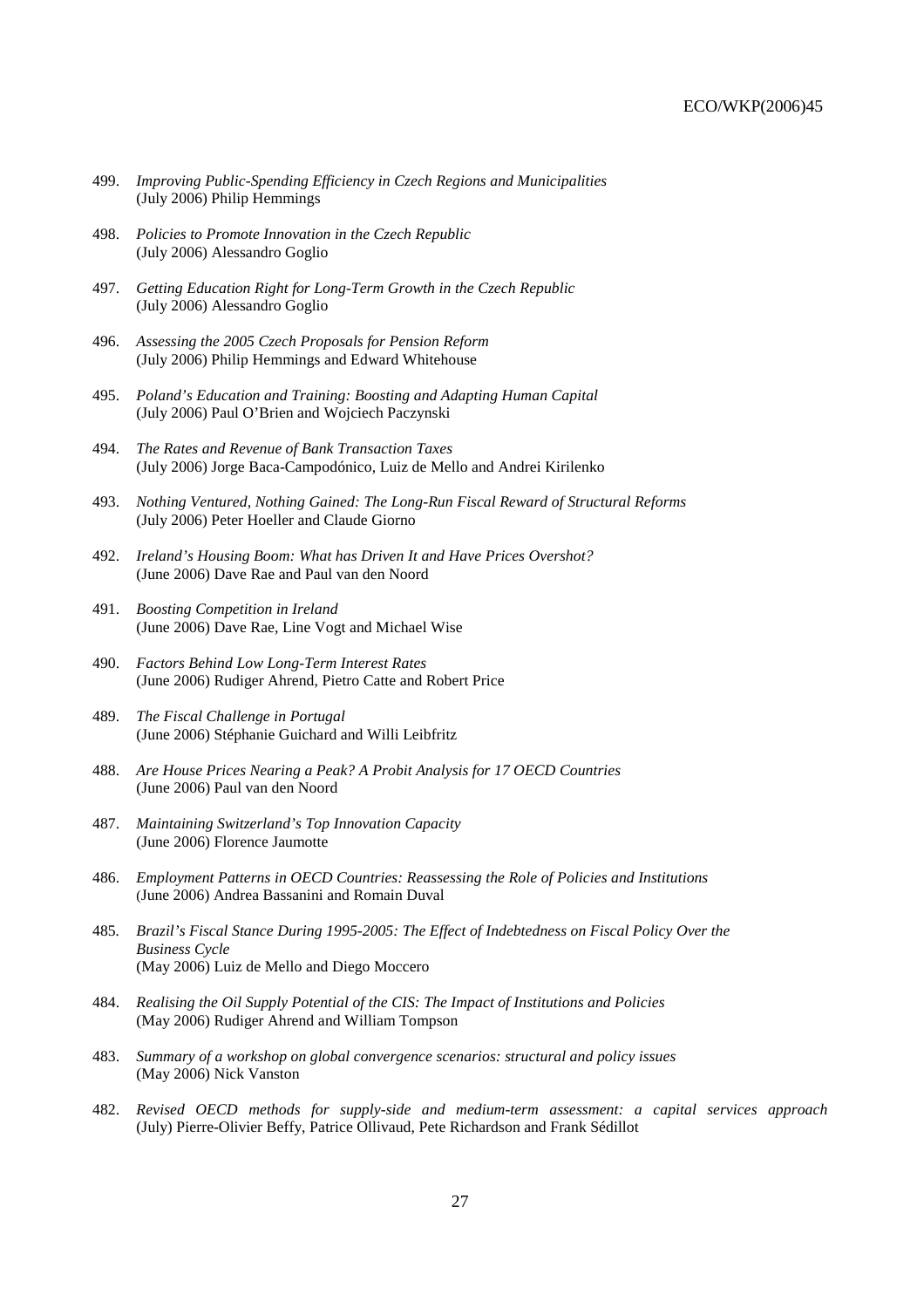499. *Improving Public-Spending Efficiency in Czech Regions and Municipalities*
(July 2006) Philip Hemmings

498. *Policies to Promote Innovation in the Czech Republic*
(July 2006) Alessandro Goglio

497. *Getting Education Right for Long-Term Growth in the Czech Republic*
(July 2006) Alessandro Goglio

496. *Assessing the 2005 Czech Proposals for Pension Reform*
(July 2006) Philip Hemmings and Edward Whitehouse

495. *Poland's Education and Training: Boosting and Adapting Human Capital*
(July 2006) Paul O'Brien and Wojciech Paczynski

494. *The Rates and Revenue of Bank Transaction Taxes*
(July 2006) Jorge Baca-Campodónico, Luiz de Mello and Andrei Kirilenko

493. *Nothing Ventured, Nothing Gained: The Long-Run Fiscal Reward of Structural Reforms*
(July 2006) Peter Hoeller and Claude Giorno

492. *Ireland's Housing Boom: What has Driven It and Have Prices Overshot?*
(June 2006) Dave Rae and Paul van den Noord

491. *Boosting Competition in Ireland*
(June 2006) Dave Rae, Line Vogt and Michael Wise

490. *Factors Behind Low Long-Term Interest Rates*
(June 2006) Rudiger Ahrend, Pietro Catte and Robert Price

489. *The Fiscal Challenge in Portugal*
(June 2006) Stéphanie Guichard and Willi Leibfritz

488. *Are House Prices Nearing a Peak? A Probit Analysis for 17 OECD Countries*
(June 2006) Paul van den Noord

487. *Maintaining Switzerland's Top Innovation Capacity*
(June 2006) Florence Jaumotte

486. *Employment Patterns in OECD Countries: Reassessing the Role of Policies and Institutions*
(June 2006) Andrea Bassanini and Romain Duval

485. *Brazil's Fiscal Stance During 1995-2005: The Effect of Indebtedness on Fiscal Policy Over the Business Cycle*
(May 2006) Luiz de Mello and Diego Moccero

484. *Realising the Oil Supply Potential of the CIS: The Impact of Institutions and Policies*
(May 2006) Rudiger Ahrend and William Tompson

483. *Summary of a workshop on global convergence scenarios: structural and policy issues*
(May 2006) Nick Vanston

482. *Revised OECD methods for supply-side and medium-term assessment: a capital services approach*
(July) Pierre-Olivier Beffy, Patrice Ollivaud, Pete Richardson and Frank Sédillot